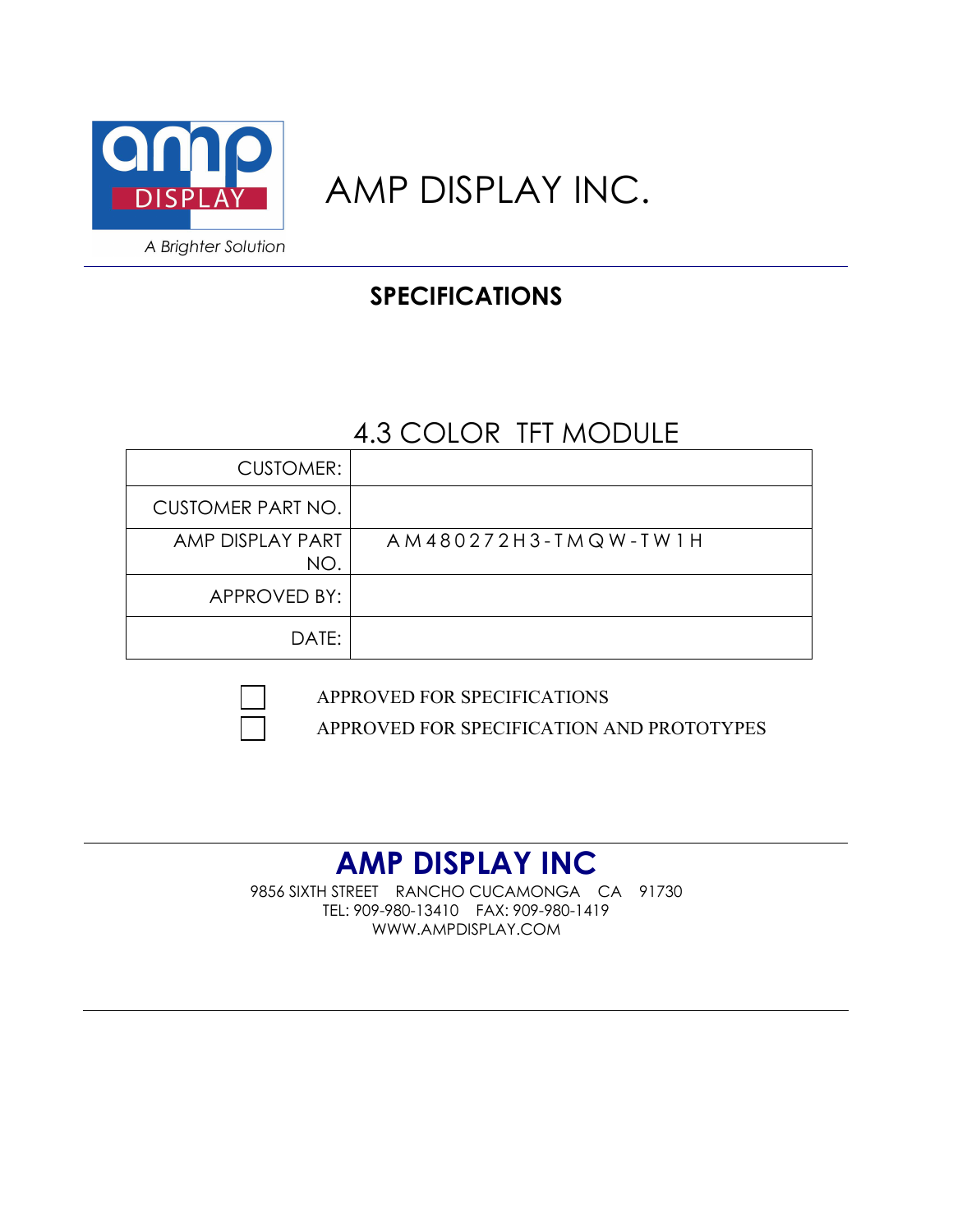# AMP DISPLAY INC.

A Brighter Solution

## SPECIFICATIONS

### 4.3 COLOR TFT MODULE

| | |
|---|---|
| CUSTOMER: | |
| CUSTOMER PART NO. | |
| AMP DISPLAY PART NO. | AM480272H3-TMQW-TW1H |
| APPROVED BY: | |
| DATE: | |

☐ APPROVED FOR SPECIFICATIONS

☐ APPROVED FOR SPECIFICATION AND PROTOTYPES

**AMP DISPLAY INC**

9856 SIXTH STREET RANCHO CUCAMONGA CA 91730

TEL: 909-980-13410 FAX: 909-980-1419

WWW.AMPDISPLAY.COM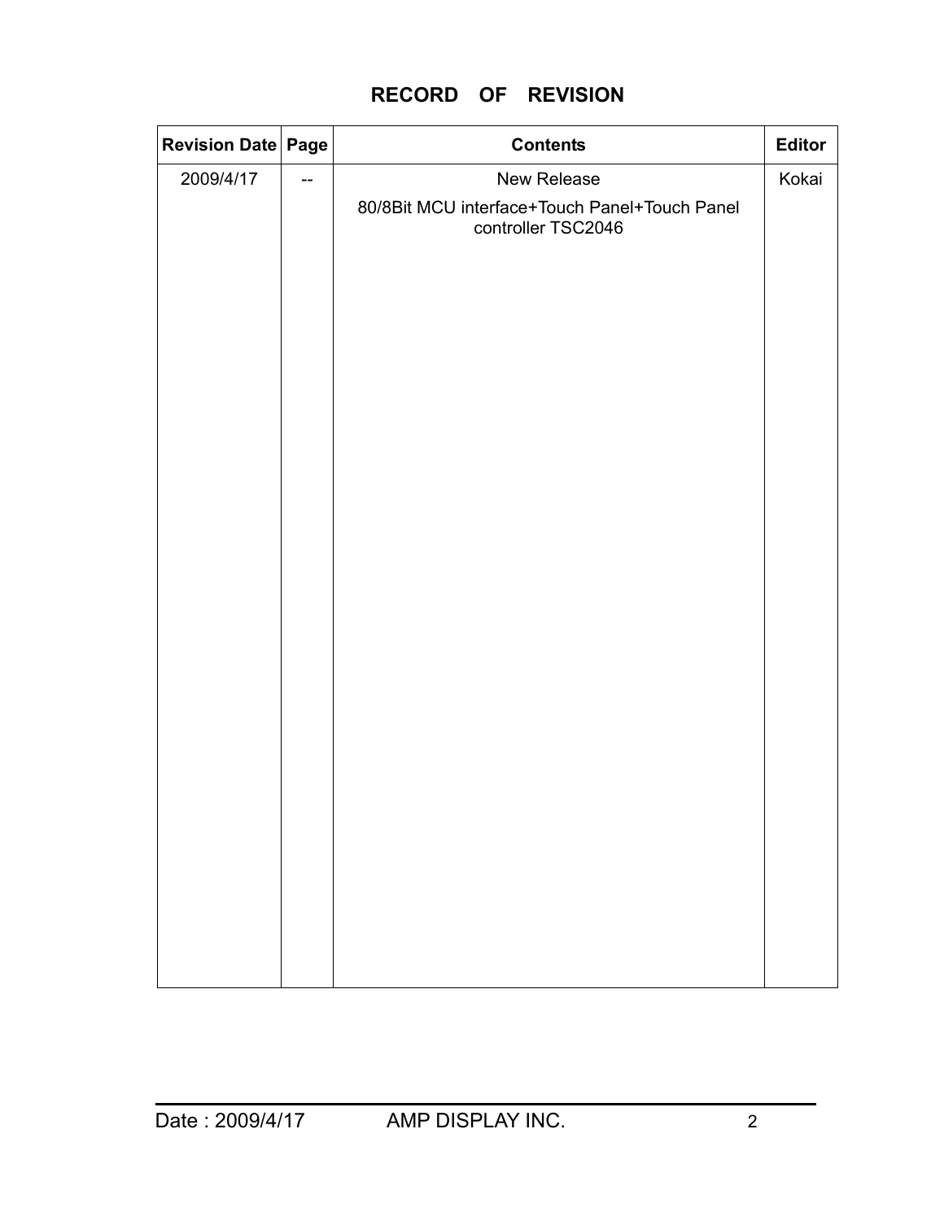# RECORD OF REVISION

| Revision Date | Page | Contents | Editor |
|---|---|---|---|
| 2009/4/17 | -- | New Release<br>80/8Bit MCU interface+Touch Panel+Touch Panel controller TSC2046 | Kokai |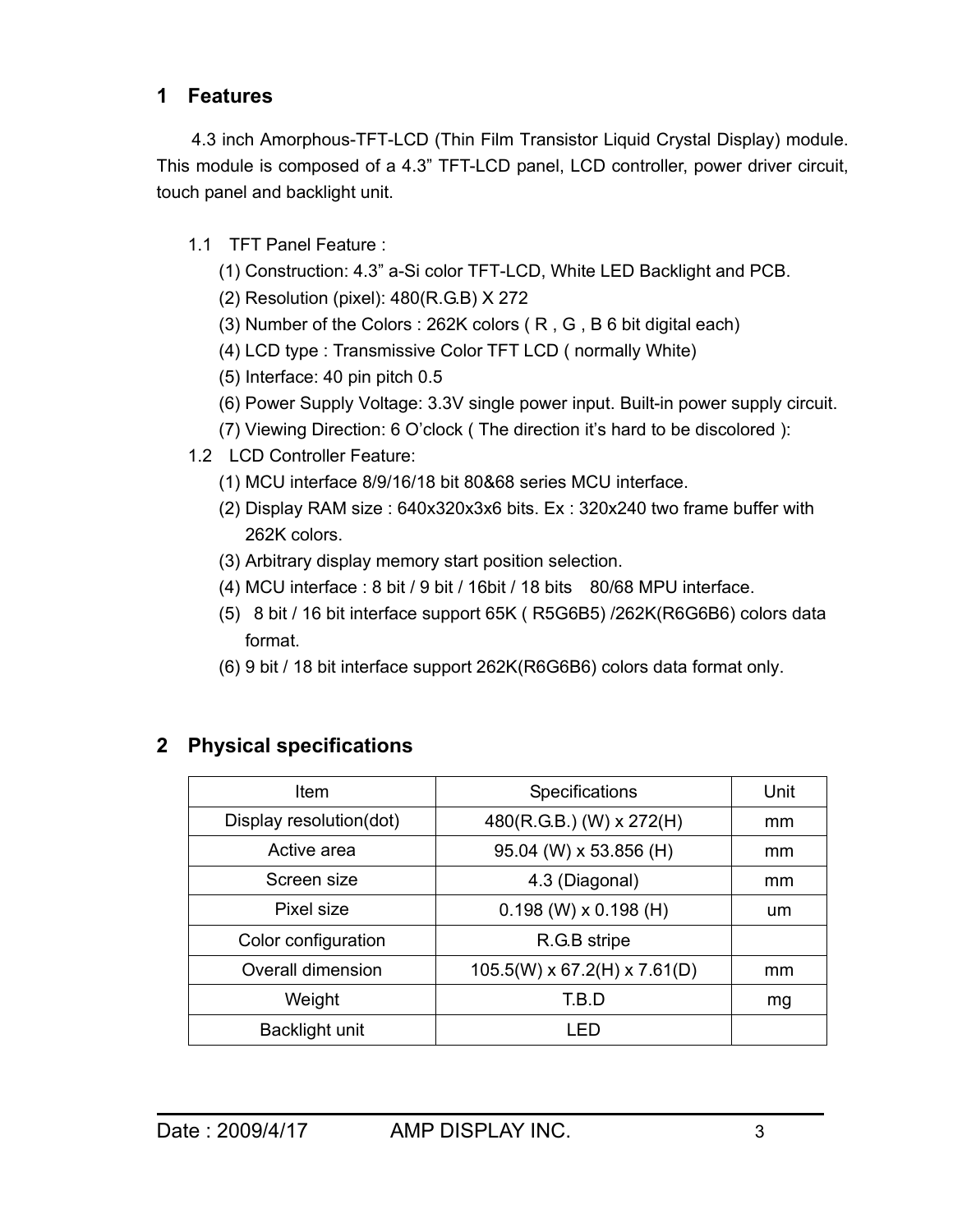## 1 Features

4.3 inch Amorphous-TFT-LCD (Thin Film Transistor Liquid Crystal Display) module. This module is composed of a 4.3" TFT-LCD panel, LCD controller, power driver circuit, touch panel and backlight unit.

1.1 TFT Panel Feature :

(1) Construction: 4.3" a-Si color TFT-LCD, White LED Backlight and PCB.
(2) Resolution (pixel): 480(R.G.B) X 272
(3) Number of the Colors : 262K colors ( R , G , B 6 bit digital each)
(4) LCD type : Transmissive Color TFT LCD ( normally White)
(5) Interface: 40 pin pitch 0.5
(6) Power Supply Voltage: 3.3V single power input. Built-in power supply circuit.
(7) Viewing Direction: 6 O'clock ( The direction it's hard to be discolored ):

1.2 LCD Controller Feature:

(1) MCU interface 8/9/16/18 bit 80&68 series MCU interface.
(2) Display RAM size : 640x320x3x6 bits. Ex : 320x240 two frame buffer with 262K colors.
(3) Arbitrary display memory start position selection.
(4) MCU interface : 8 bit / 9 bit / 16bit / 18 bits 80/68 MPU interface.
(5) 8 bit / 16 bit interface support 65K ( R5G6B5) /262K(R6G6B6) colors data format.
(6) 9 bit / 18 bit interface support 262K(R6G6B6) colors data format only.

## 2 Physical specifications

| Item | Specifications | Unit |
|---|---|---|
| Display resolution(dot) | 480(R.G.B.) (W) x 272(H) | mm |
| Active area | 95.04 (W) x 53.856 (H) | mm |
| Screen size | 4.3 (Diagonal) | mm |
| Pixel size | 0.198 (W) x 0.198 (H) | um |
| Color configuration | R.G.B stripe | |
| Overall dimension | 105.5(W) x 67.2(H) x 7.61(D) | mm |
| Weight | T.B.D | mg |
| Backlight unit | LED | |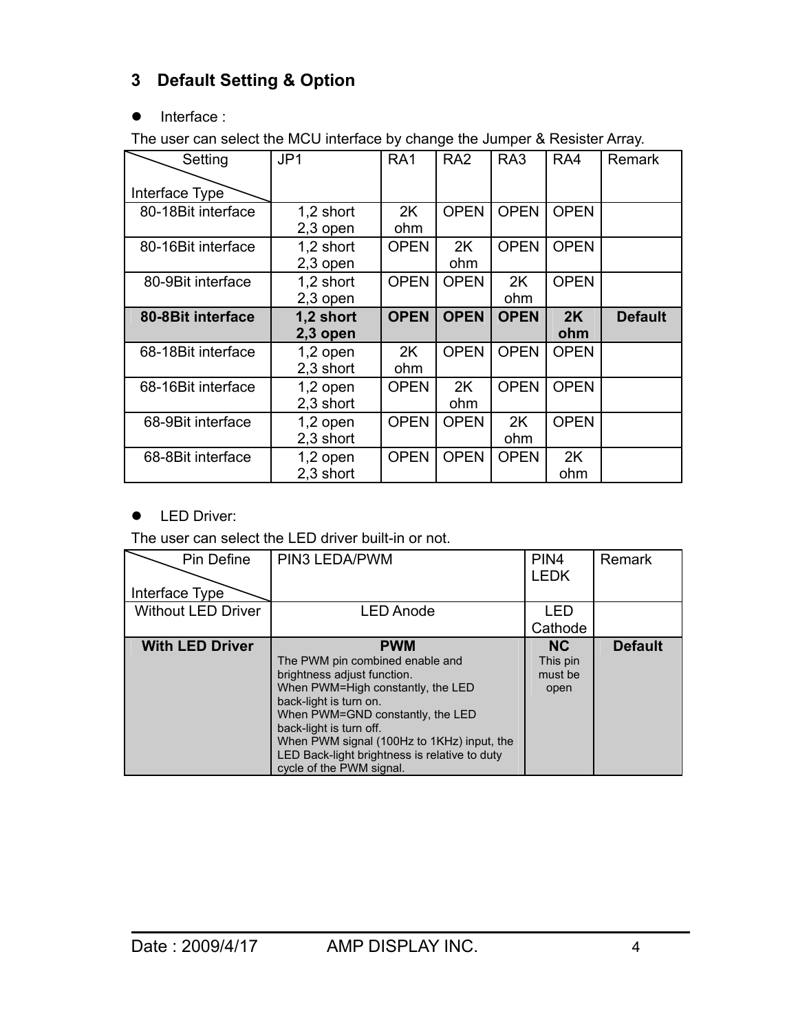## 3 Default Setting & Option

- Interface :

The user can select the MCU interface by change the Jumper & Resister Array.

| Setting / Interface Type | JP1 | RA1 | RA2 | RA3 | RA4 | Remark |
|---|---|---|---|---|---|---|
| 80-18Bit interface | 1,2 short 2,3 open | 2K ohm | OPEN | OPEN | OPEN | |
| 80-16Bit interface | 1,2 short 2,3 open | OPEN | 2K ohm | OPEN | OPEN | |
| 80-9Bit interface | 1,2 short 2,3 open | OPEN | OPEN | 2K ohm | OPEN | |
| **80-8Bit interface** | **1,2 short 2,3 open** | **OPEN** | **OPEN** | **OPEN** | **2K ohm** | **Default** |
| 68-18Bit interface | 1,2 open 2,3 short | 2K ohm | OPEN | OPEN | OPEN | |
| 68-16Bit interface | 1,2 open 2,3 short | OPEN | 2K ohm | OPEN | OPEN | |
| 68-9Bit interface | 1,2 open 2,3 short | OPEN | OPEN | 2K ohm | OPEN | |
| 68-8Bit interface | 1,2 open 2,3 short | OPEN | OPEN | OPEN | 2K ohm | |

- LED Driver:

The user can select the LED driver built-in or not.

| Pin Define / Interface Type | PIN3 LEDA/PWM | PIN4 LEDK | Remark |
|---|---|---|---|
| Without LED Driver | LED Anode | LED Cathode | |
| **With LED Driver** | **PWM** The PWM pin combined enable and brightness adjust function. When PWM=High constantly, the LED back-light is turn on. When PWM=GND constantly, the LED back-light is turn off. When PWM signal (100Hz to 1KHz) input, the LED Back-light brightness is relative to duty cycle of the PWM signal. | **NC** This pin must be open | **Default** |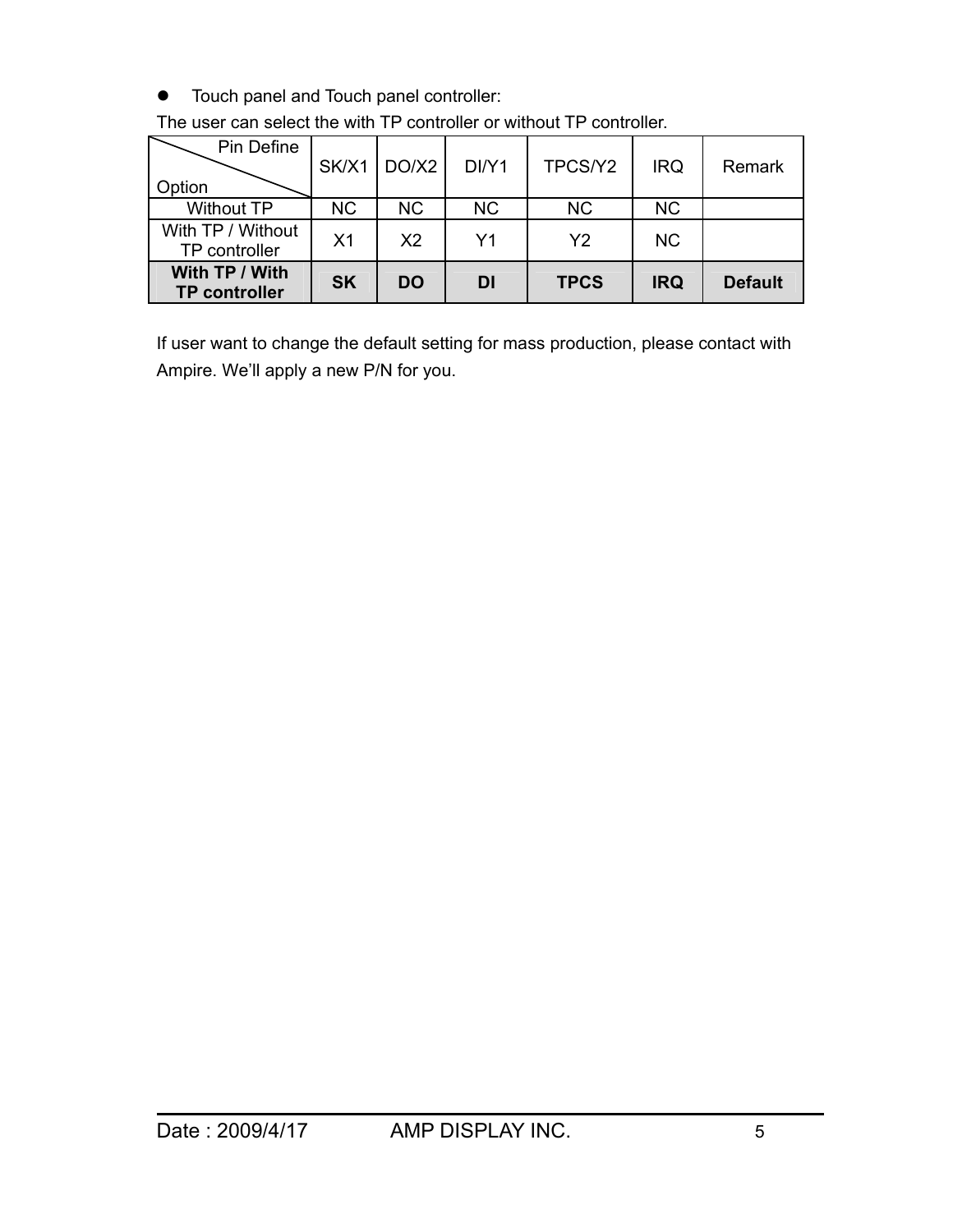- Touch panel and Touch panel controller:

The user can select the with TP controller or without TP controller.

| Pin Define / Option | SK/X1 | DO/X2 | DI/Y1 | TPCS/Y2 | IRQ | Remark |
|---|---|---|---|---|---|---|
| Without TP | NC | NC | NC | NC | NC | |
| With TP / Without TP controller | X1 | X2 | Y1 | Y2 | NC | |
| **With TP / With TP controller** | **SK** | **DO** | **DI** | **TPCS** | **IRQ** | **Default** |

If user want to change the default setting for mass production, please contact with Ampire. We'll apply a new P/N for you.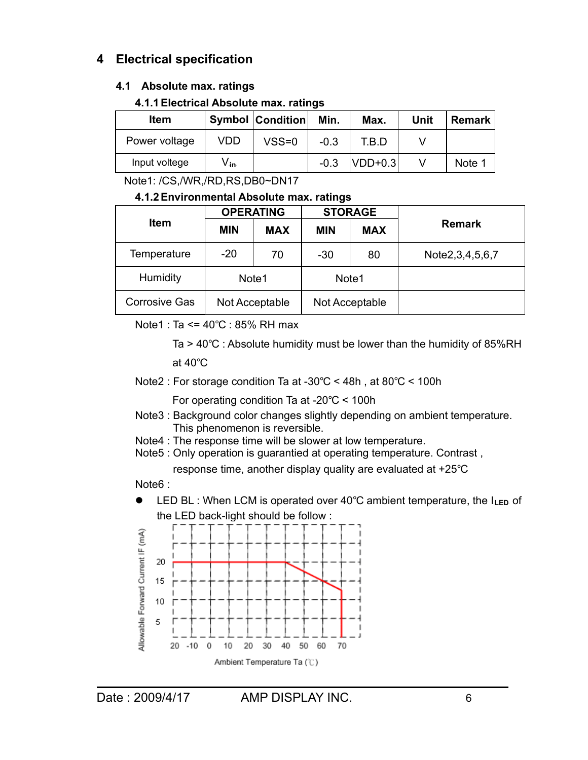# 4 Electrical specification

## 4.1 Absolute max. ratings

### 4.1.1 Electrical Absolute max. ratings

| Item | Symbol | Condition | Min. | Max. | Unit | Remark |
|---|---|---|---|---|---|---|
| Power voltage | VDD | VSS=0 | -0.3 | T.B.D | V | |
| Input voltege | $V_{in}$ | | -0.3 | VDD+0.3 | V | Note 1 |

Note1: /CS,/WR,/RD,RS,DB0~DN17

### 4.1.2 Environmental Absolute max. ratings

| Item | OPERATING | | STORAGE | | Remark |
|---|---|---|---|---|---|
| | MIN | MAX | MIN | MAX | |
| Temperature | -20 | 70 | -30 | 80 | Note2,3,4,5,6,7 |
| Humidity | Note1 | | Note1 | | |
| Corrosive Gas | Not Acceptable | | Not Acceptable | | |

Note1 : Ta <= 40℃ : 85% RH max

Ta > 40℃ : Absolute humidity must be lower than the humidity of 85%RH at 40℃

Note2 : For storage condition Ta at -30℃ < 48h , at 80℃ < 100h

For operating condition Ta at -20℃ < 100h

Note3 : Background color changes slightly depending on ambient temperature. This phenomenon is reversible.

Note4 : The response time will be slower at low temperature.

Note5 : Only operation is guarantied at operating temperature. Contrast , response time, another display quality are evaluated at +25℃

Note6 :

- LED BL : When LCM is operated over 40℃ ambient temperature, the $I_{LED}$ of the LED back-light should be follow :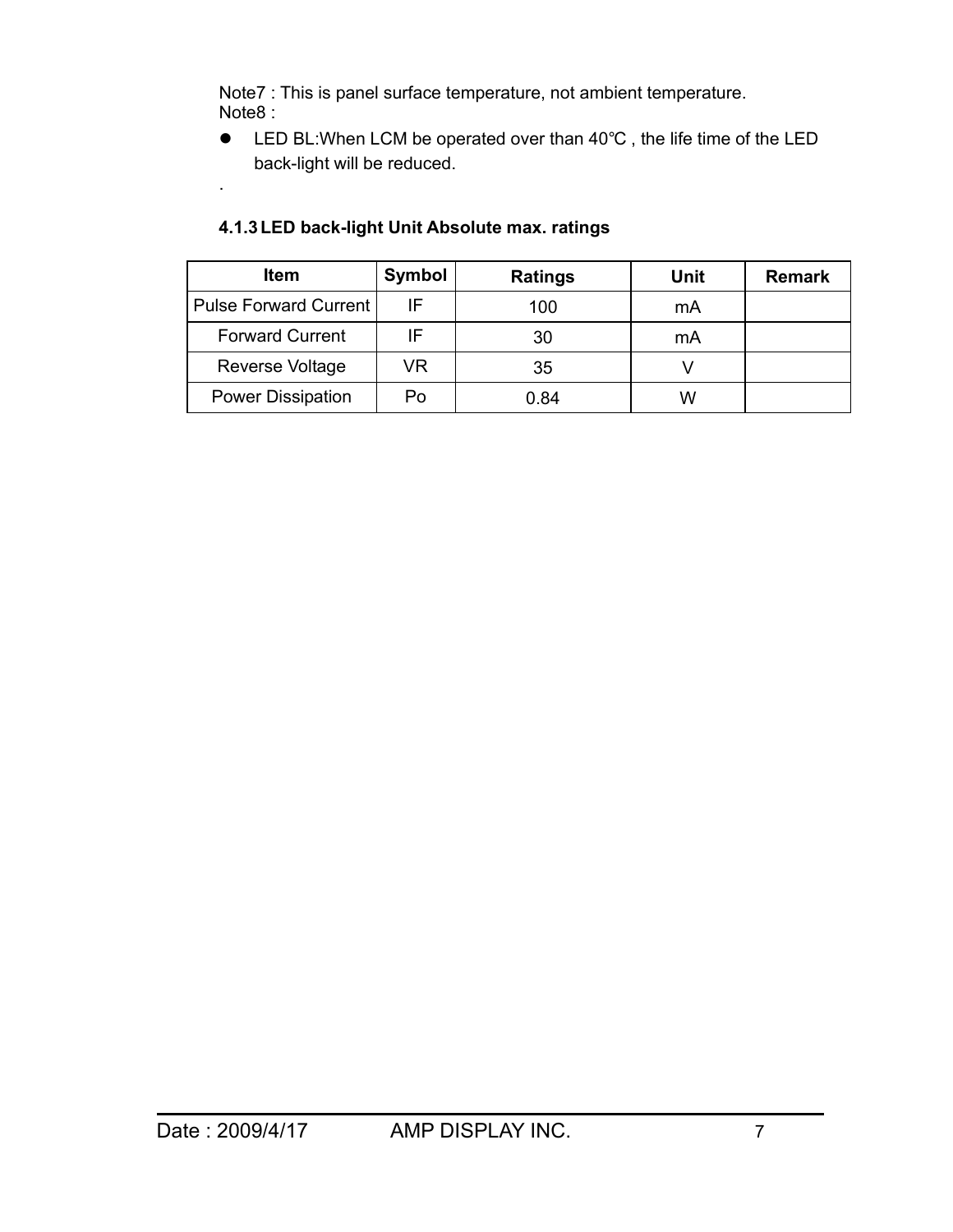Note7 : This is panel surface temperature, not ambient temperature.
Note8 :

- LED BL:When LCM be operated over than 40℃ , the life time of the LED back-light will be reduced.

.

### 4.1.3 LED back-light Unit Absolute max. ratings

| Item | Symbol | Ratings | Unit | Remark |
|---|---|---|---|---|
| Pulse Forward Current | IF | 100 | mA | |
| Forward Current | IF | 30 | mA | |
| Reverse Voltage | VR | 35 | V | |
| Power Dissipation | Po | 0.84 | W | |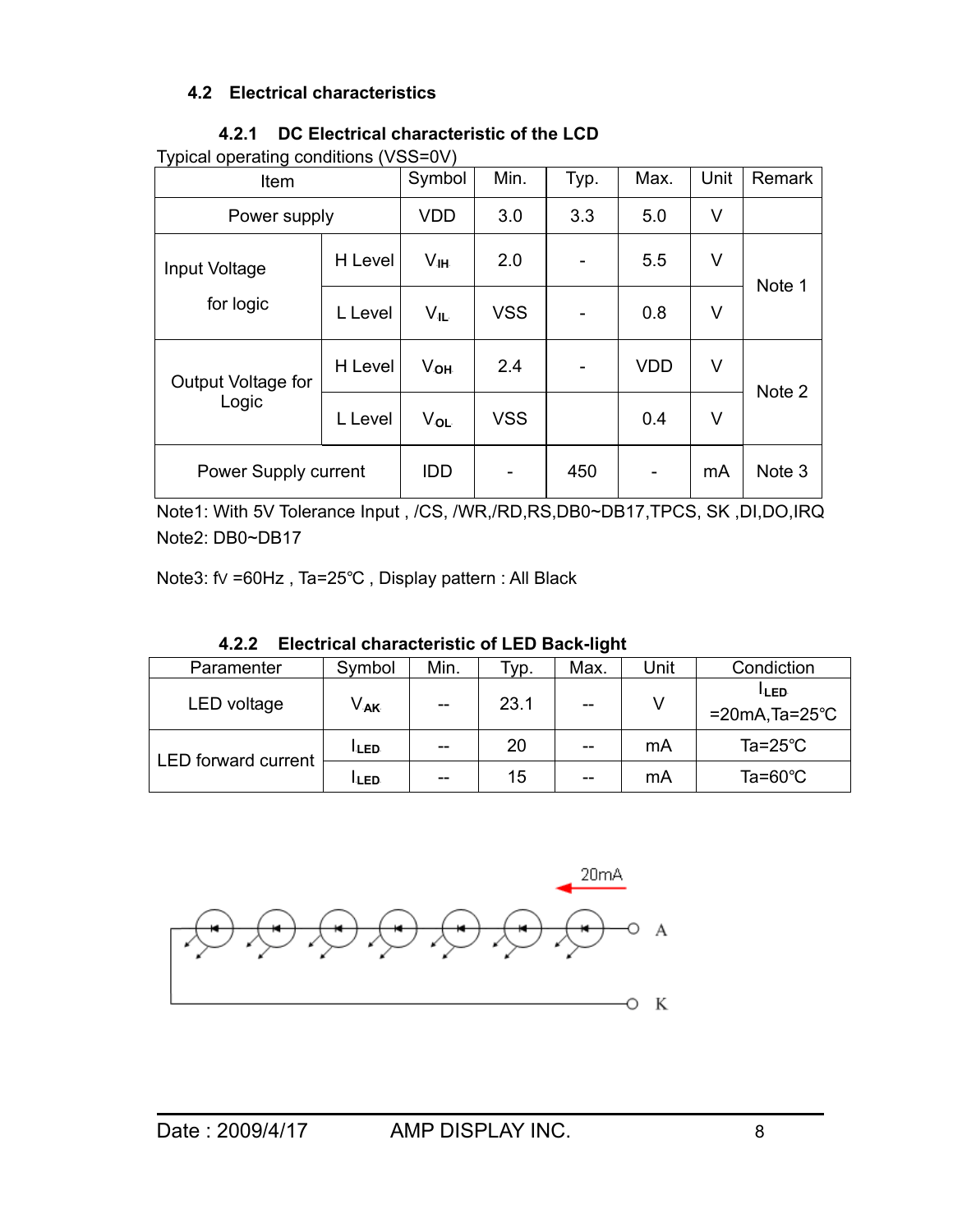## 4.2 Electrical characteristics

### 4.2.1 DC Electrical characteristic of the LCD

Typical operating conditions (VSS=0V)

| Item | | Symbol | Min. | Typ. | Max. | Unit | Remark |
|---|---|---|---|---|---|---|---|
| Power supply | | VDD | 3.0 | 3.3 | 5.0 | V | |
| Input Voltage for logic | H Level | $V_{IH}$ | 2.0 | - | 5.5 | V | Note 1 |
| | L Level | $V_{IL}$ | VSS | - | 0.8 | V | |
| Output Voltage for Logic | H Level | $V_{OH}$ | 2.4 | - | VDD | V | Note 2 |
| | L Level | $V_{OL}$ | VSS | | 0.4 | V | |
| Power Supply current | | IDD | - | 450 | - | mA | Note 3 |

Note1: With 5V Tolerance Input , /CS, /WR,/RD,RS,DB0~DB17,TPCS, SK ,DI,DO,IRQ

Note2: DB0~DB17

Note3: fV =60Hz , Ta=25℃ , Display pattern : All Black

### 4.2.2 Electrical characteristic of LED Back-light

| Paramenter | Symbol | Min. | Typ. | Max. | Unit | Condiction |
|---|---|---|---|---|---|---|
| LED voltage | $V_{AK}$ | -- | 23.1 | -- | V | $I_{LED}$ =20mA,Ta=25℃ |
| LED forward current | $I_{LED}$ | -- | 20 | -- | mA | Ta=25℃ |
| | $I_{LED}$ | -- | 15 | -- | mA | Ta=60℃ |

20mA

A

K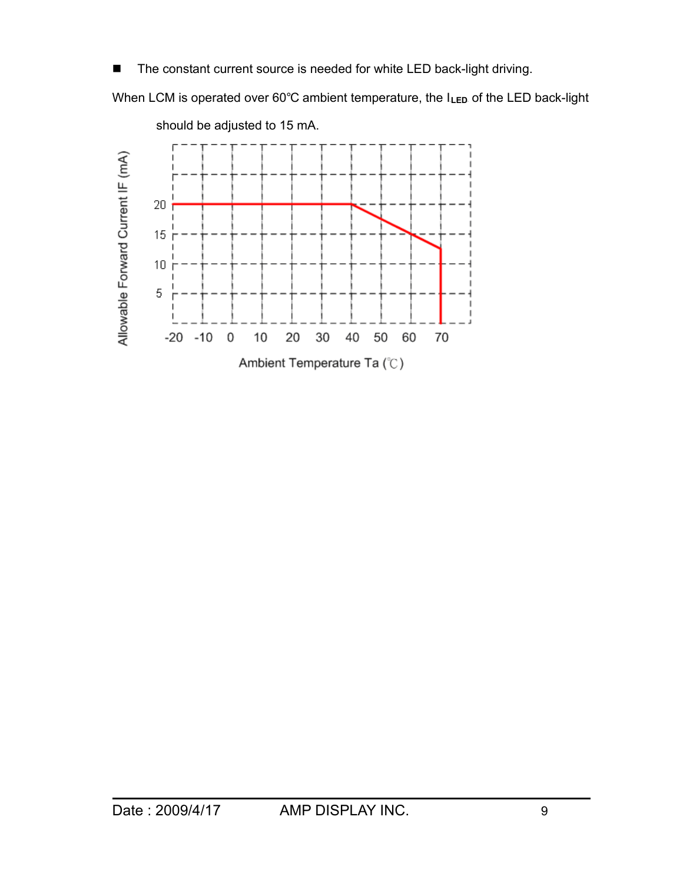- The constant current source is needed for white LED back-light driving.

When LCM is operated over 60℃ ambient temperature, the $I_{LED}$ of the LED back-light should be adjusted to 15 mA.

Allowable Forward Current IF (mA)

20
15
10
5

-20 -10 0 10 20 30 40 50 60 70

Ambient Temperature Ta (℃)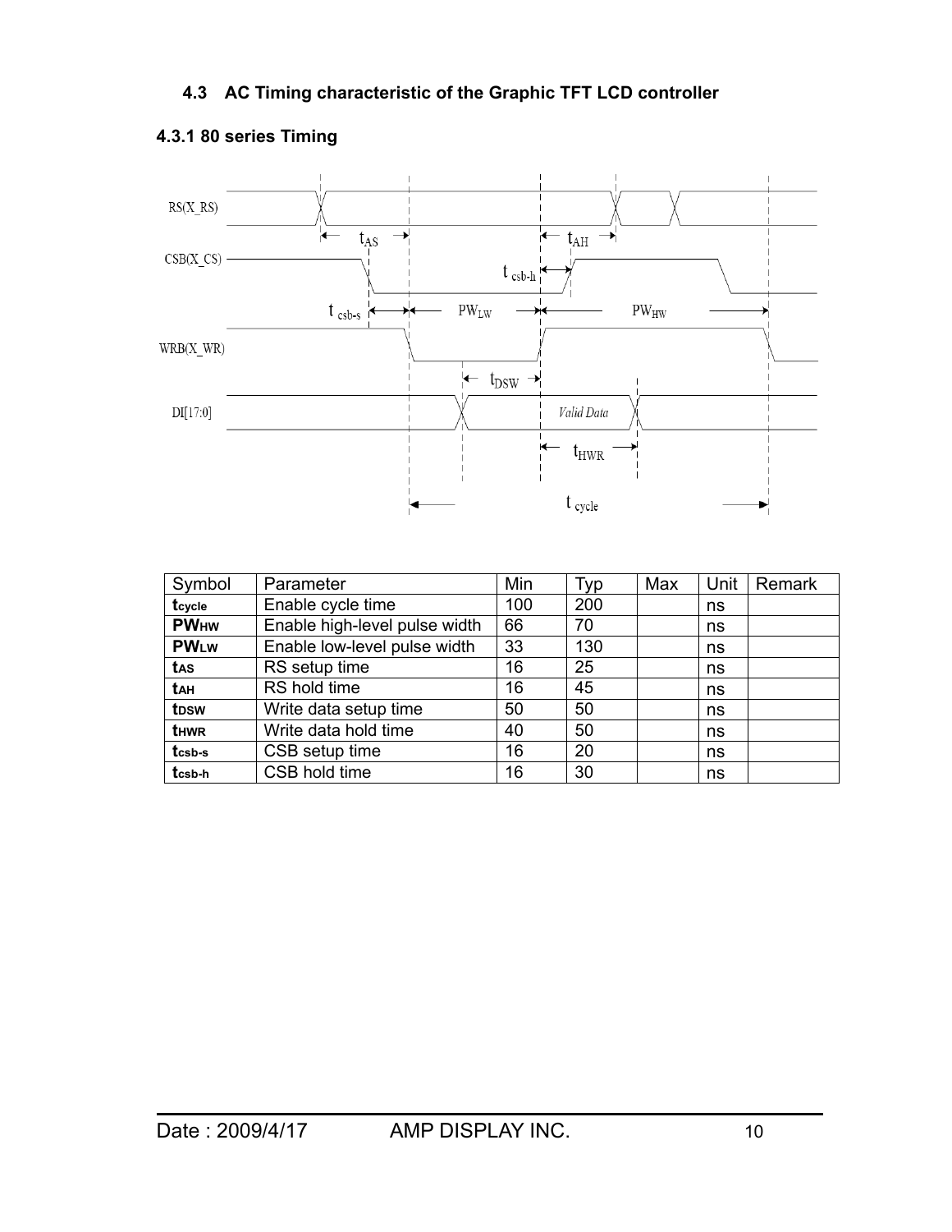### 4.3 AC Timing characteristic of the Graphic TFT LCD controller

#### 4.3.1 80 series Timing

| Symbol | Parameter | Min | Typ | Max | Unit | Remark |
|---|---|---|---|---|---|---|
| $t_{cycle}$ | Enable cycle time | 100 | 200 | | ns | |
| $PW_{HW}$ | Enable high-level pulse width | 66 | 70 | | ns | |
| $PW_{LW}$ | Enable low-level pulse width | 33 | 130 | | ns | |
| $t_{AS}$ | RS setup time | 16 | 25 | | ns | |
| $t_{AH}$ | RS hold time | 16 | 45 | | ns | |
| $t_{DSW}$ | Write data setup time | 50 | 50 | | ns | |
| $t_{HWR}$ | Write data hold time | 40 | 50 | | ns | |
| $t_{csb-s}$ | CSB setup time | 16 | 20 | | ns | |
| $t_{csb-h}$ | CSB hold time | 16 | 30 | | ns | |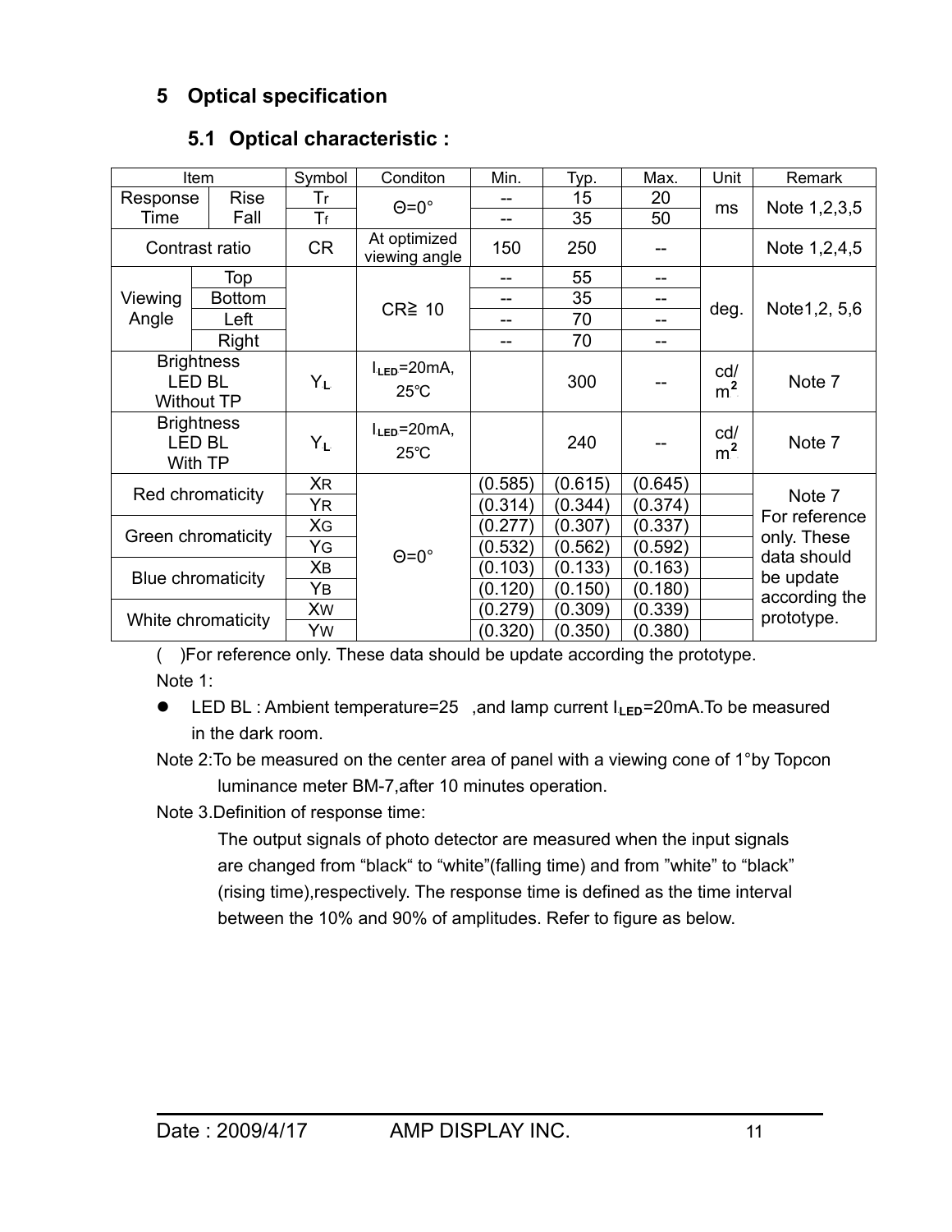# 5 Optical specification

## 5.1 Optical characteristic :

| Item | | Symbol | Conditon | Min. | Typ. | Max. | Unit | Remark |
|---|---|---|---|---|---|---|---|---|
| Response Time | Rise | $T_r$ | Θ=0° | -- | 15 | 20 | ms | Note 1,2,3,5 |
| | Fall | $T_f$ | | -- | 35 | 50 | | |
| Contrast ratio | | CR | At optimized viewing angle | 150 | 250 | -- | | Note 1,2,4,5 |
| Viewing Angle | Top | | CR≧ 10 | -- | 55 | -- | deg. | Note1,2, 5,6 |
| | Bottom | | | -- | 35 | -- | | |
| | Left | | | -- | 70 | -- | | |
| | Right | | | -- | 70 | -- | | |
| Brightness LED BL Without TP | | $Y_L$ | $I_{LED}$=20mA, 25℃ | | 300 | -- | $cd/m^2$ | Note 7 |
| Brightness LED BL With TP | | $Y_L$ | $I_{LED}$=20mA, 25℃ | | 240 | -- | $cd/m^2$ | Note 7 |
| Red chromaticity | | $X_R$ | Θ=0° | (0.585) | (0.615) | (0.645) | | Note 7 For reference only. These data should be update according the prototype. |
| | | $Y_R$ | | (0.314) | (0.344) | (0.374) | | |
| Green chromaticity | | $X_G$ | | (0.277) | (0.307) | (0.337) | | |
| | | $Y_G$ | | (0.532) | (0.562) | (0.592) | | |
| Blue chromaticity | | $X_B$ | | (0.103) | (0.133) | (0.163) | | |
| | | $Y_B$ | | (0.120) | (0.150) | (0.180) | | |
| White chromaticity | | $X_W$ | | (0.279) | (0.309) | (0.339) | | |
| | | $Y_W$ | | (0.320) | (0.350) | (0.380) | | |

( )For reference only. These data should be update according the prototype.

Note 1:

- LED BL : Ambient temperature=25 ,and lamp current $I_{LED}$=20mA.To be measured in the dark room.

Note 2:To be measured on the center area of panel with a viewing cone of 1°by Topcon luminance meter BM-7,after 10 minutes operation.

Note 3.Definition of response time:

The output signals of photo detector are measured when the input signals are changed from "black" to "white"(falling time) and from "white" to "black" (rising time),respectively. The response time is defined as the time interval between the 10% and 90% of amplitudes. Refer to figure as below.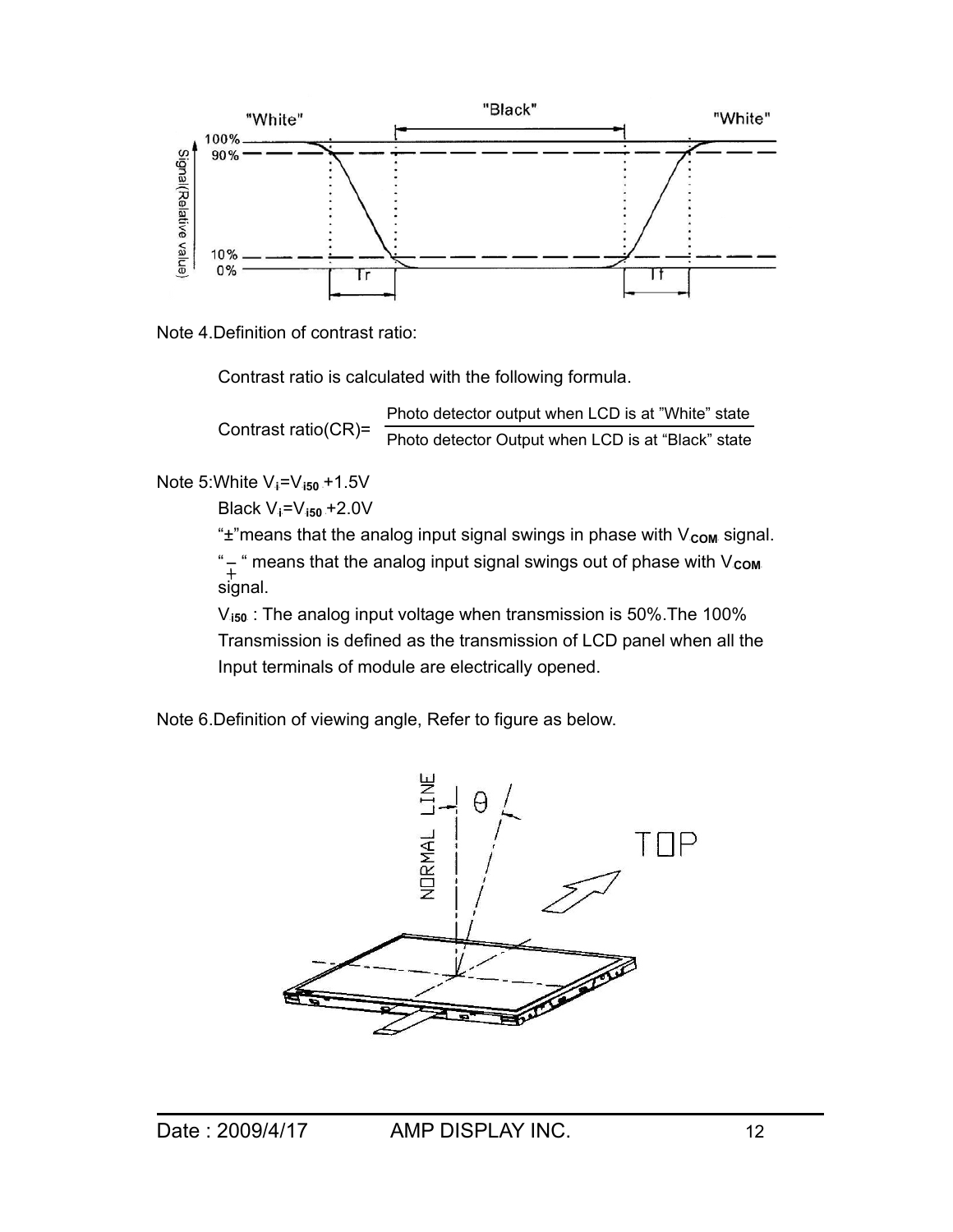Note 4.Definition of contrast ratio:

Contrast ratio is calculated with the following formula.

$$\text{Contrast ratio(CR)} = \frac{\text{Photo detector output when LCD is at "White" state}}{\text{Photo detector Output when LCD is at "Black" state}}$$

Note 5:White $V_i = V_{i50} + 1.5V$

Black $V_i = V_{i50} + 2.0V$

"±"means that the analog input signal swings in phase with $V_{COM}$ signal.

"∓" means that the analog input signal swings out of phase with $V_{COM}$ signal.

$V_{i50}$ : The analog input voltage when transmission is 50%.The 100% Transmission is defined as the transmission of LCD panel when all the Input terminals of module are electrically opened.

Note 6.Definition of viewing angle, Refer to figure as below.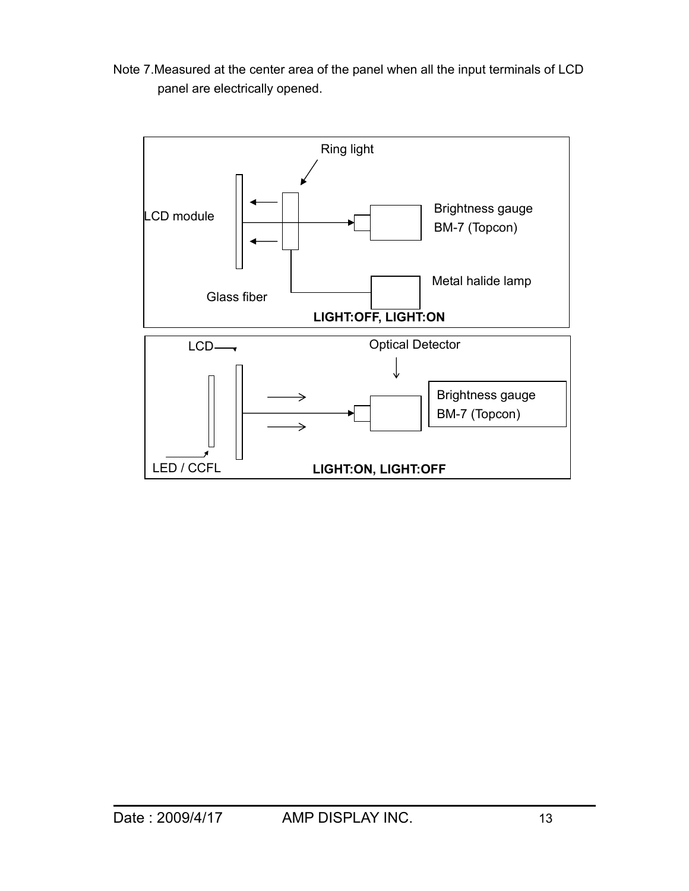Note 7.Measured at the center area of the panel when all the input terminals of LCD panel are electrically opened.

Ring light

LCD module

Brightness gauge
BM-7 (Topcon)

Metal halide lamp

Glass fiber

**LIGHT:OFF, LIGHT:ON**

LCD

Optical Detector

Brightness gauge
BM-7 (Topcon)

LED / CCFL

**LIGHT:ON, LIGHT:OFF**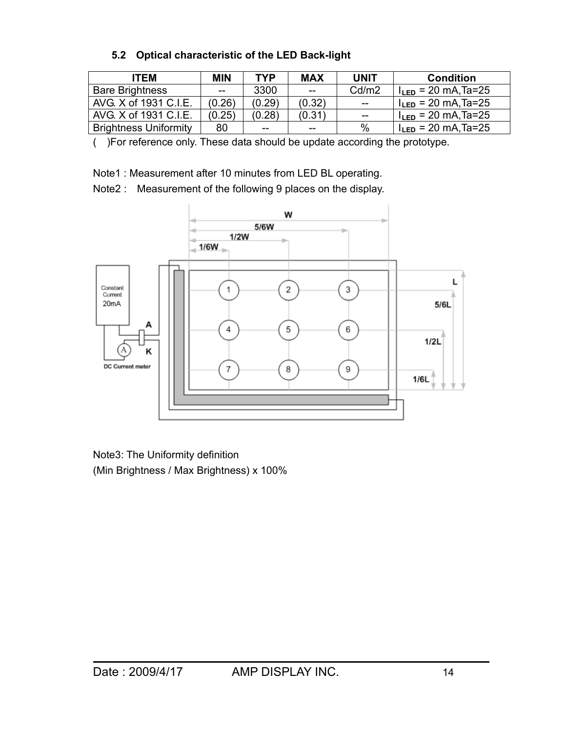### 5.2 Optical characteristic of the LED Back-light

| ITEM | MIN | TYP | MAX | UNIT | Condition |
|---|---|---|---|---|---|
| Bare Brightness | -- | 3300 | -- | Cd/m2 | $I_{LED}$ = 20 mA,Ta=25 |
| AVG. X of 1931 C.I.E. | (0.26) | (0.29) | (0.32) | -- | $I_{LED}$ = 20 mA,Ta=25 |
| AVG. X of 1931 C.I.E. | (0.25) | (0.28) | (0.31) | -- | $I_{LED}$ = 20 mA,Ta=25 |
| Brightness Uniformity | 80 | -- | -- | % | $I_{LED}$ = 20 mA,Ta=25 |

( )For reference only. These data should be update according the prototype.

Note1 : Measurement after 10 minutes from LED BL operating.

Note2 : Measurement of the following 9 places on the display.

Note3: The Uniformity definition

(Min Brightness / Max Brightness) x 100%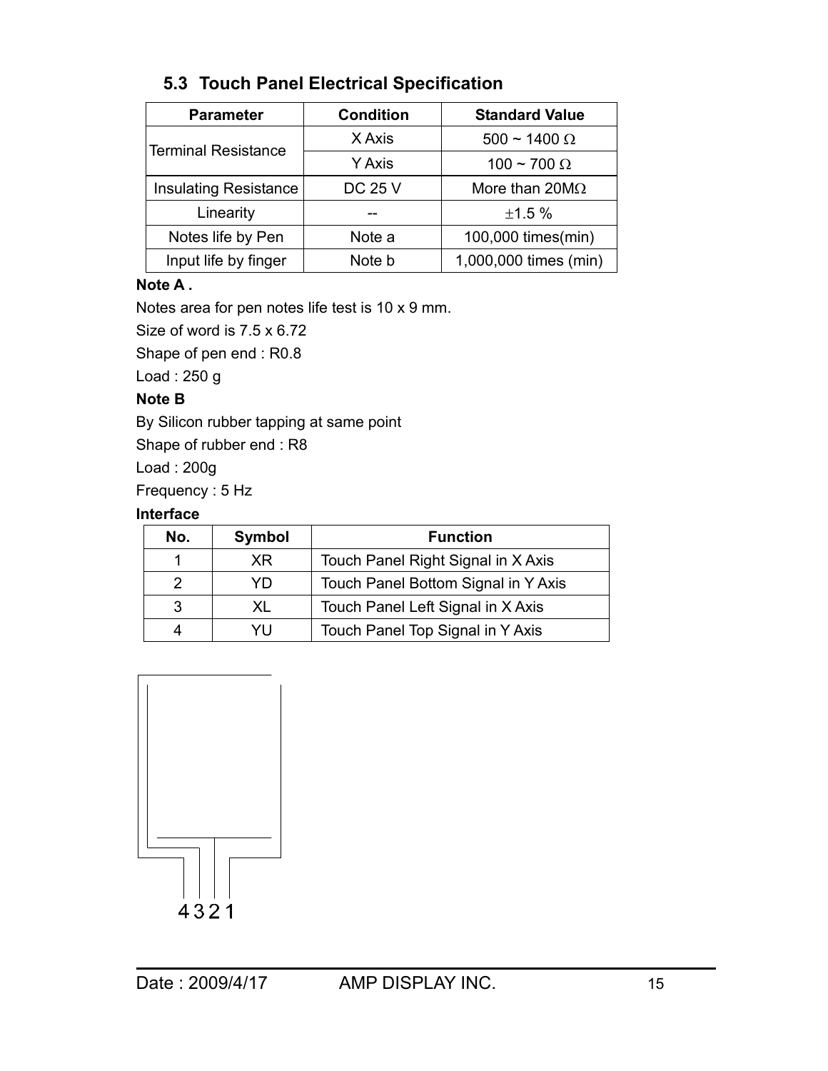## 5.3 Touch Panel Electrical Specification

| Parameter | Condition | Standard Value |
|---|---|---|
| Terminal Resistance | X Axis | 500 ~ 1400 Ω |
| | Y Axis | 100 ~ 700 Ω |
| Insulating Resistance | DC 25 V | More than 20MΩ |
| Linearity | -- | ±1.5 % |
| Notes life by Pen | Note a | 100,000 times(min) |
| Input life by finger | Note b | 1,000,000 times (min) |

**Note A .**

Notes area for pen notes life test is 10 x 9 mm.

Size of word is 7.5 x 6.72

Shape of pen end : R0.8

Load : 250 g

**Note B**

By Silicon rubber tapping at same point

Shape of rubber end : R8

Load : 200g

Frequency : 5 Hz

**Interface**

| No. | Symbol | Function |
|---|---|---|
| 1 | XR | Touch Panel Right Signal in X Axis |
| 2 | YD | Touch Panel Bottom Signal in Y Axis |
| 3 | XL | Touch Panel Left Signal in X Axis |
| 4 | YU | Touch Panel Top Signal in Y Axis |

4 3 2 1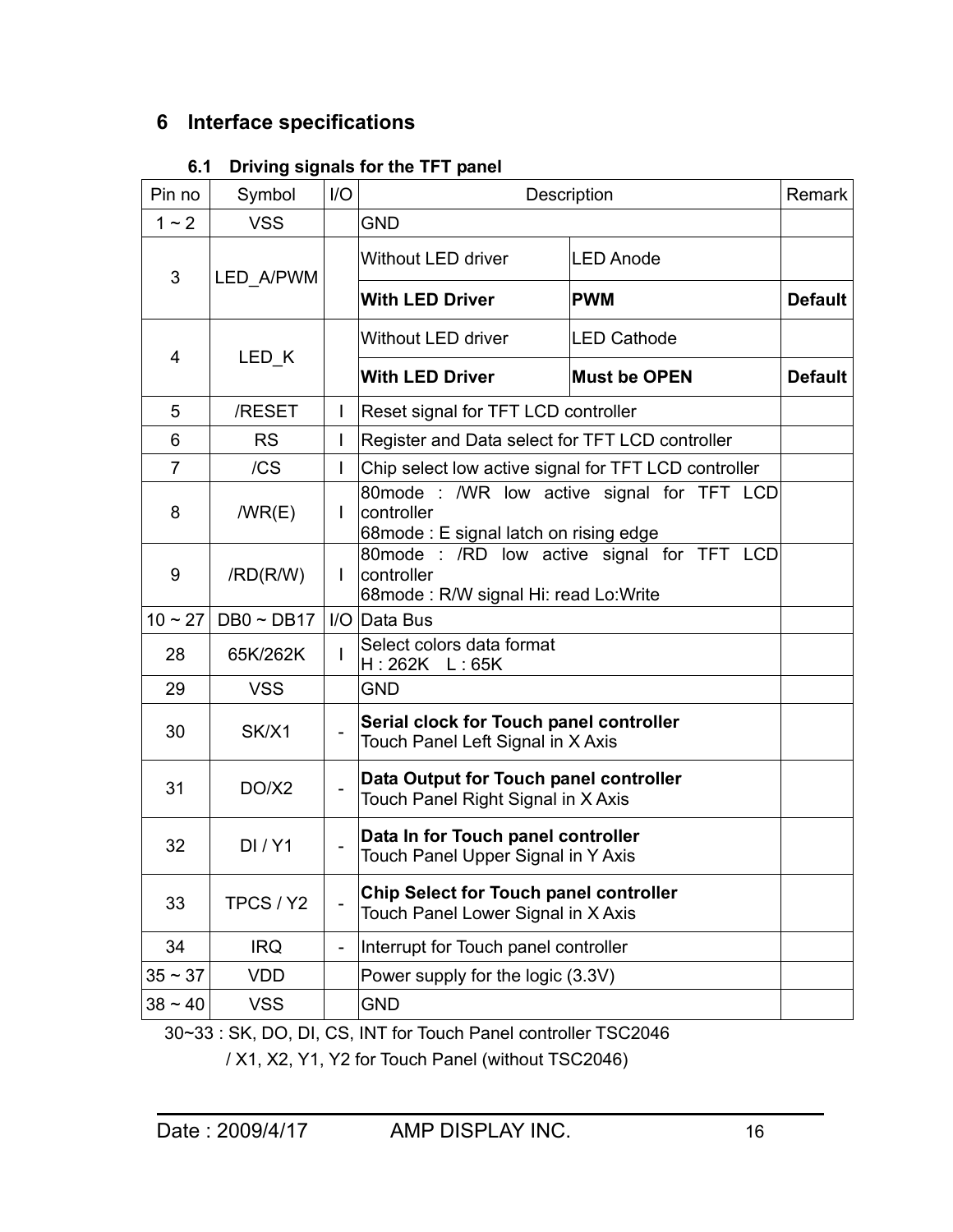# 6 Interface specifications

## 6.1 Driving signals for the TFT panel

| Pin no | Symbol | I/O | Description | | Remark |
|---|---|---|---|---|---|
| 1 ~ 2 | VSS | | GND | | |
| 3 | LED_A/PWM | | Without LED driver | LED Anode | |
| | | | **With LED Driver** | **PWM** | **Default** |
| 4 | LED_K | | Without LED driver | LED Cathode | |
| | | | **With LED Driver** | **Must be OPEN** | **Default** |
| 5 | /RESET | I | Reset signal for TFT LCD controller | | |
| 6 | RS | I | Register and Data select for TFT LCD controller | | |
| 7 | /CS | I | Chip select low active signal for TFT LCD controller | | |
| 8 | /WR(E) | I | 80mode : /WR low active signal for TFT LCD controller<br>68mode : E signal latch on rising edge | | |
| 9 | /RD(R/W) | I | 80mode : /RD low active signal for TFT LCD controller<br>68mode : R/W signal Hi: read Lo:Write | | |
| 10 ~ 27 | DB0 ~ DB17 | I/O | Data Bus | | |
| 28 | 65K/262K | I | Select colors data format<br>H : 262K L : 65K | | |
| 29 | VSS | | GND | | |
| 30 | SK/X1 | - | **Serial clock for Touch panel controller**<br>Touch Panel Left Signal in X Axis | | |
| 31 | DO/X2 | - | **Data Output for Touch panel controller**<br>Touch Panel Right Signal in X Axis | | |
| 32 | DI / Y1 | - | **Data In for Touch panel controller**<br>Touch Panel Upper Signal in Y Axis | | |
| 33 | TPCS / Y2 | - | **Chip Select for Touch panel controller**<br>Touch Panel Lower Signal in X Axis | | |
| 34 | IRQ | - | Interrupt for Touch panel controller | | |
| 35 ~ 37 | VDD | | Power supply for the logic (3.3V) | | |
| 38 ~ 40 | VSS | | GND | | |

30~33 : SK, DO, DI, CS, INT for Touch Panel controller TSC2046

/ X1, X2, Y1, Y2 for Touch Panel (without TSC2046)

Date : 2009/4/17 AMP DISPLAY INC.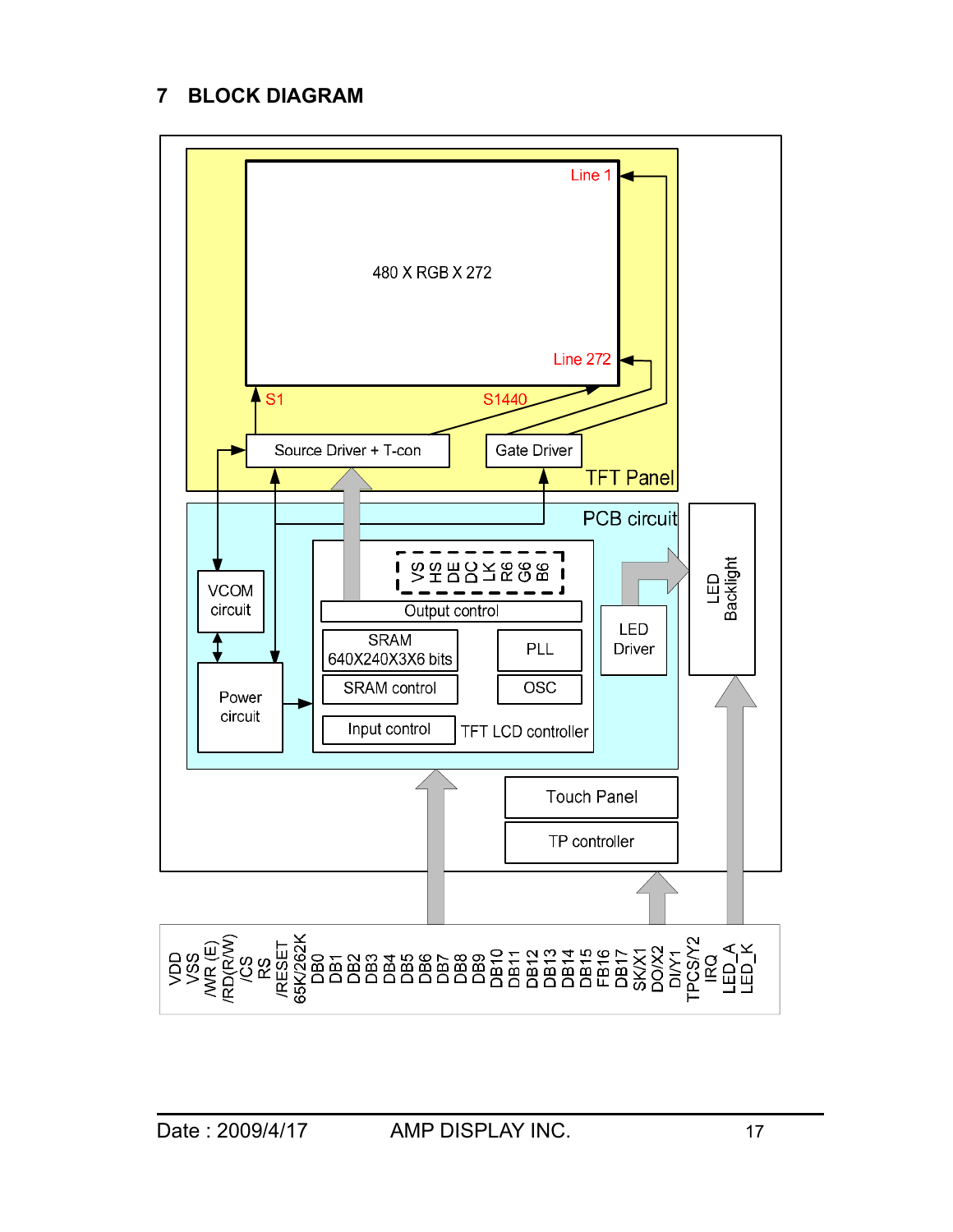# 7 BLOCK DIAGRAM

TFT Panel

480 X RGB X 272

Line 1

Line 272

S1

S1440

Source Driver + T-con

Gate Driver

PCB circuit

VCOM circuit

Power circuit

VS
HS
DE
DCLK
R6
G6
B6

Output control

SRAM
640X240X3X6 bits

SRAM control

Input control

PLL

OSC

TFT LCD controller

LED Driver

LED Backlight

Touch Panel

TP controller

VDD
VSS
/WR (E)
/RD(R/W)
/CS
RS
/RESET
65K/262K
DB0
DB1
DB2
DB3
DB4
DB5
DB6
DB7
DB8
DB9
DB10
DB11
DB12
DB13
DB14
DB15
FB16
DB17
SK/X1
DO/X2
DI/Y1
TPCS/Y2
IRQ
LED_A
LED_K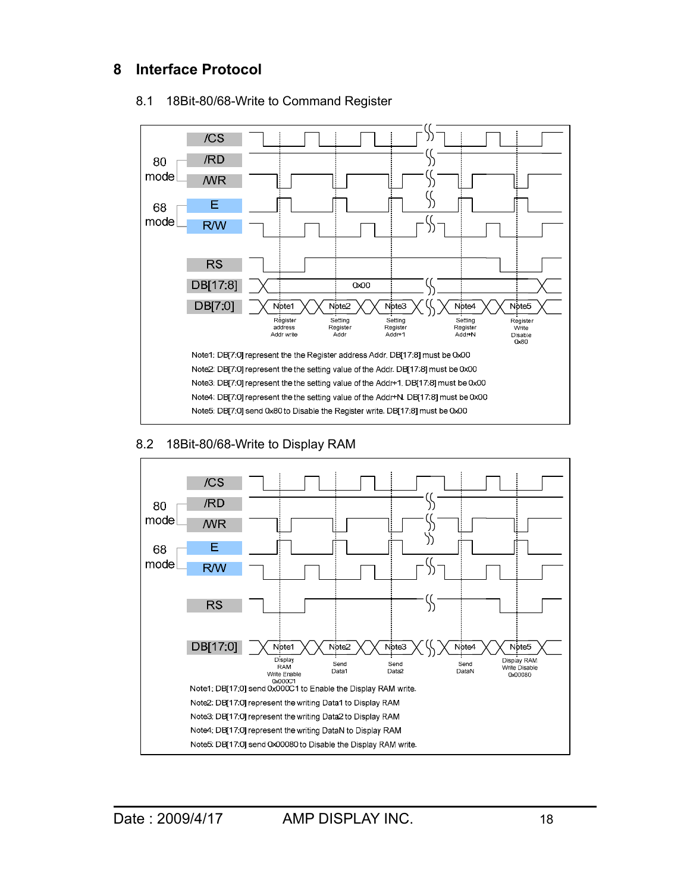# 8 Interface Protocol

## 8.1 18Bit-80/68-Write to Command Register

/CS

80 mode: /RD, /WR

68 mode: E, R/W

RS

DB[17:8] 0x00

DB[7:0] Note1 Register address Addr write; Note2 Setting Register Addr; Note3 Setting Register Addr+1; Note4 Setting Register Addr+N; Note5 Register Write Disable 0x80

Note1: DB[7:0] represent the the Register address Addr. DB[17:8] must be 0x00

Note2: DB[7:0] represent the the setting value of the Addr. DB[17:8] must be 0x00

Note3: DB[7:0] represent the the setting value of the Addr+1. DB[17:8] must be 0x00

Note4: DB[7:0] represent the the setting value of the Addr+N. DB[17:8] must be 0x00

Note5: DB[7:0] send 0x80 to Disable the Register write. DB[17:8] must be 0x00

## 8.2 18Bit-80/68-Write to Display RAM

/CS

80 mode: /RD, /WR

68 mode: E, R/W

RS

DB[17:0] Note1 Display RAM Write Enable 0x000C1; Note2 Send Data1; Note3 Send Data2; Note4 Send DataN; Note5 Display RAM Write Disable 0x00080

Note1: DB[17:0] send 0x000C1 to Enable the Display RAM write.

Note2: DB[17:0] represent the writing Data1 to Display RAM

Note3: DB[17:0] represent the writing Data2 to Display RAM

Note4: DB[17:0] represent the writing DataN to Display RAM

Note5: DB[17:0] send 0x00080 to Disable the Display RAM write.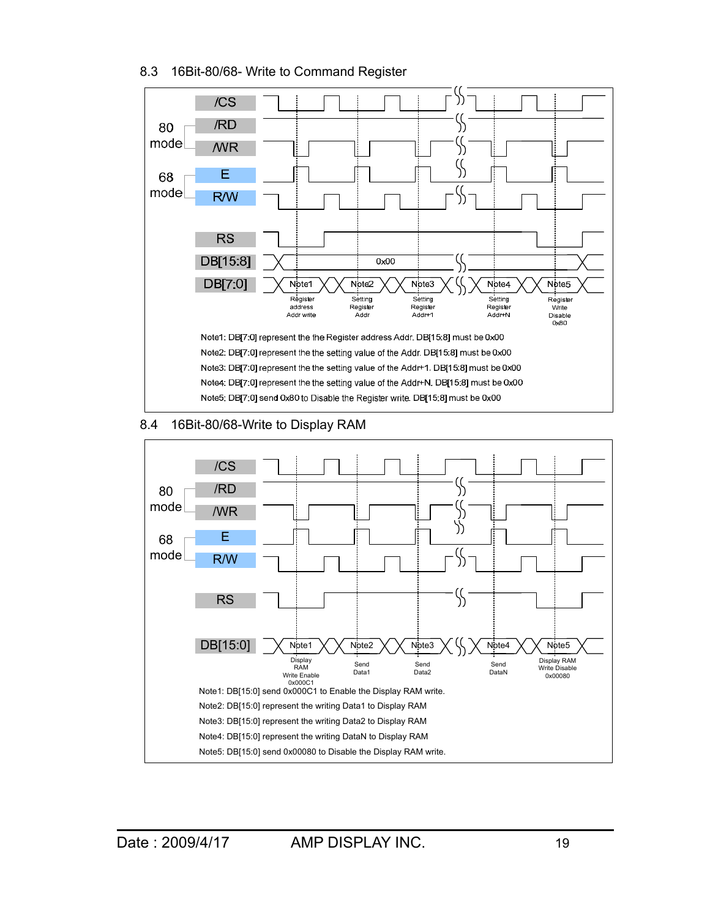## 8.3 16Bit-80/68- Write to Command Register

/CS

80 mode: /RD, /WR

68 mode: E, R/W

RS

DB[15:8] 0x00

DB[7:0] Note1 Note2 Note3 Note4 Note5

Register address Addr write | Setting Register Addr | Setting Register Addr+1 | Setting Register Addr+N | Register Write Disable 0x80

Note1: DB[7:0] represent the the Register address Addr. DB[15:8] must be 0x00

Note2: DB[7:0] represent the the setting value of the Addr. DB[15:8] must be 0x00

Note3: DB[7:0] represent the the setting value of the Addr+1. DB[15:8] must be 0x00

Note4: DB[7:0] represent the the setting value of the Addr+N. DB[15:8] must be 0x00

Note5: DB[7:0] send 0x80 to Disable the Register write. DB[15:8] must be 0x00

## 8.4 16Bit-80/68-Write to Display RAM

/CS

80 mode: /RD, /WR

68 mode: E, R/W

RS

DB[15:0] Note1 Note2 Note3 Note4 Note5

Display RAM Write Enable 0x000C1 | Send Data1 | Send Data2 | Send DataN | Display RAM Write Disable 0x00080

Note1: DB[15:0] send 0x000C1 to Enable the Display RAM write.

Note2: DB[15:0] represent the writing Data1 to Display RAM

Note3: DB[15:0] represent the writing Data2 to Display RAM

Note4: DB[15:0] represent the writing DataN to Display RAM

Note5: DB[15:0] send 0x00080 to Disable the Display RAM write.

Date : 2009/4/17 AMP DISPLAY INC.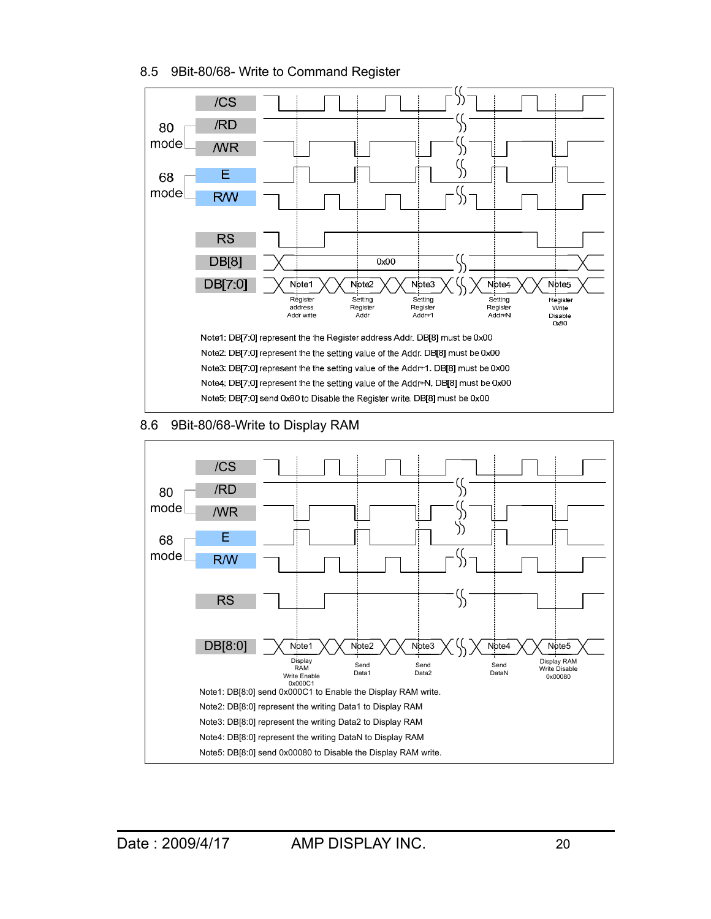## 8.5 9Bit-80/68- Write to Command Register

| Signal | Note1 | Note2 | Note3 | Note4 | Note5 |
|---|---|---|---|---|---|
| DB[8] | 0x00 | 0x00 | 0x00 | 0x00 | 0x00 |
| DB[7:0] | Register address Addr write | Setting Register Addr | Setting Register Addr+1 | Setting Register Addr+N | Register Write Disable 0x80 |

Signals: 80 mode: /CS, /RD, /WR; 68 mode: E, R/W; RS, DB[8], DB[7:0]

Note1: DB[7:0] represent the the Register address Addr. DB[8] must be 0x00

Note2: DB[7:0] represent the the setting value of the Addr. DB[8] must be 0x00

Note3: DB[7:0] represent the the setting value of the Addr+1. DB[8] must be 0x00

Note4: DB[7:0] represent the the setting value of the Addr+N. DB[8] must be 0x00

Note5: DB[7:0] send 0x80 to Disable the Register write. DB[8] must be 0x00

## 8.6 9Bit-80/68-Write to Display RAM

| Signal | Note1 | Note2 | Note3 | Note4 | Note5 |
|---|---|---|---|---|---|
| DB[8:0] | Display RAM Write Enable 0x000C1 | Send Data1 | Send Data2 | Send DataN | Display RAM Write Disable 0x00080 |

Signals: 80 mode: /CS, /RD, /WR; 68 mode: E, R/W; RS, DB[8:0]

Note1: DB[8:0] send 0x000C1 to Enable the Display RAM write.

Note2: DB[8:0] represent the writing Data1 to Display RAM

Note3: DB[8:0] represent the writing Data2 to Display RAM

Note4: DB[8:0] represent the writing DataN to Display RAM

Note5: DB[8:0] send 0x00080 to Disable the Display RAM write.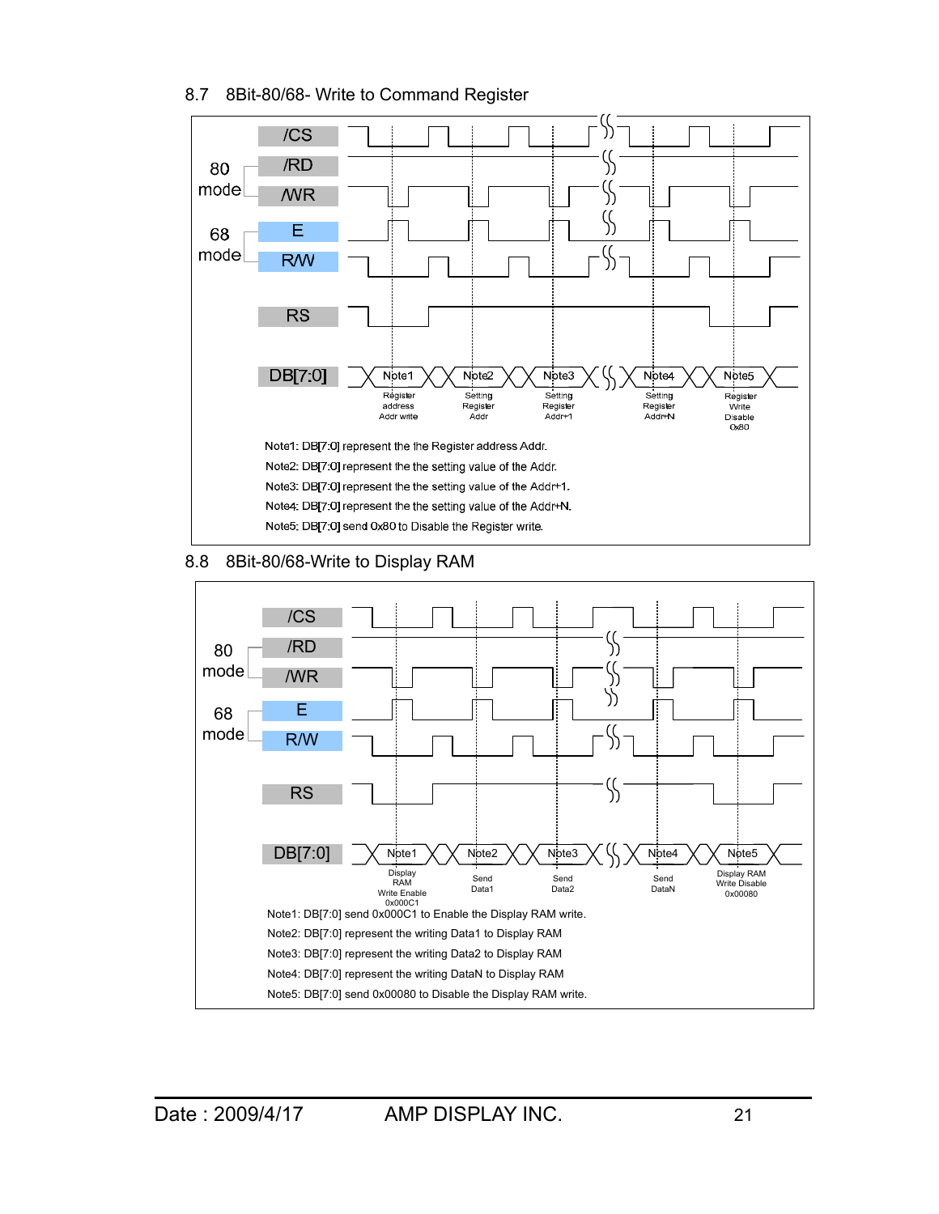## 8.7 8Bit-80/68- Write to Command Register

80 mode: /CS, /RD, /WR

68 mode: E, R/W

RS

DB[7:0]: Note1 (Register address Addr write), Note2 (Setting Register Addr), Note3 (Setting Register Addr+1), Note4 (Setting Register Addr+N), Note5 (Register Write Disable 0x80)

Note1: DB[7:0] represent the the Register address Addr.

Note2: DB[7:0] represent the the setting value of the Addr.

Note3: DB[7:0] represent the the setting value of the Addr+1.

Note4: DB[7:0] represent the the setting value of the Addr+N.

Note5: DB[7:0] send 0x80 to Disable the Register write.

## 8.8 8Bit-80/68-Write to Display RAM

80 mode: /CS, /RD, /WR

68 mode: E, R/W

RS

DB[7:0]: Note1 (Display RAM Write Enable 0x000C1), Note2 (Send Data1), Note3 (Send Data2), Note4 (Send DataN), Note5 (Display RAM Write Disable 0x00080)

Note1: DB[7:0] send 0x000C1 to Enable the Display RAM write.

Note2: DB[7:0] represent the writing Data1 to Display RAM

Note3: DB[7:0] represent the writing Data2 to Display RAM

Note4: DB[7:0] represent the writing DataN to Display RAM

Note5: DB[7:0] send 0x00080 to Disable the Display RAM write.

Date : 2009/4/17 AMP DISPLAY INC.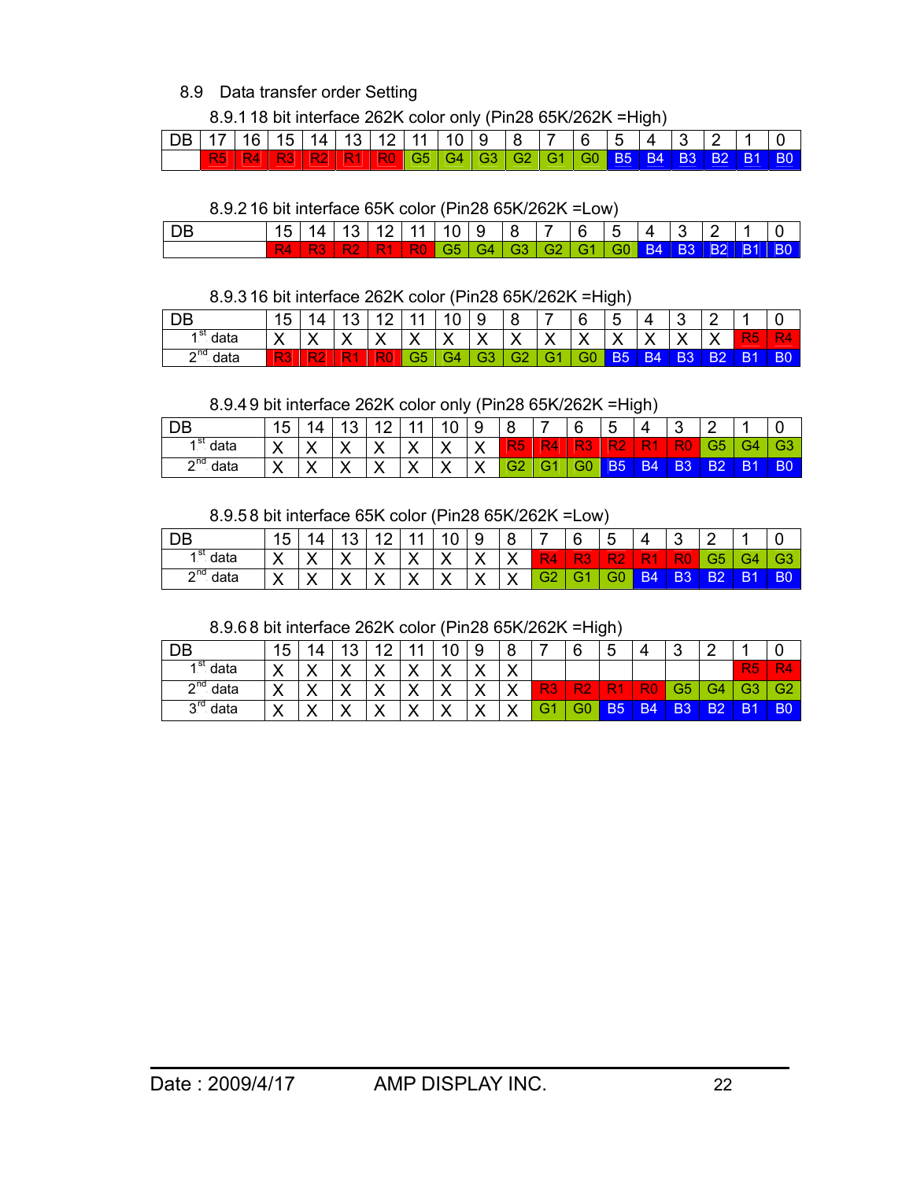## 8.9 Data transfer order Setting

### 8.9.1 18 bit interface 262K color only (Pin28 65K/262K =High)

| DB | 17 | 16 | 15 | 14 | 13 | 12 | 11 | 10 | 9 | 8 | 7 | 6 | 5 | 4 | 3 | 2 | 1 | 0 |
|---|---|---|---|---|---|---|---|---|---|---|---|---|---|---|---|---|---|---|
| | R5 | R4 | R3 | R2 | R1 | R0 | G5 | G4 | G3 | G2 | G1 | G0 | B5 | B4 | B3 | B2 | B1 | B0 |

### 8.9.2 16 bit interface 65K color (Pin28 65K/262K =Low)

| DB | 15 | 14 | 13 | 12 | 11 | 10 | 9 | 8 | 7 | 6 | 5 | 4 | 3 | 2 | 1 | 0 |
|---|---|---|---|---|---|---|---|---|---|---|---|---|---|---|---|---|
| | R4 | R3 | R2 | R1 | R0 | G5 | G4 | G3 | G2 | G1 | G0 | B4 | B3 | B2 | B1 | B0 |

### 8.9.3 16 bit interface 262K color (Pin28 65K/262K =High)

| DB | 15 | 14 | 13 | 12 | 11 | 10 | 9 | 8 | 7 | 6 | 5 | 4 | 3 | 2 | 1 | 0 |
|---|---|---|---|---|---|---|---|---|---|---|---|---|---|---|---|---|
| 1st data | X | X | X | X | X | X | X | X | X | X | X | X | X | X | R5 | R4 |
| 2nd data | R3 | R2 | R1 | R0 | G5 | G4 | G3 | G2 | G1 | G0 | B5 | B4 | B3 | B2 | B1 | B0 |

### 8.9.4 9 bit interface 262K color only (Pin28 65K/262K =High)

| DB | 15 | 14 | 13 | 12 | 11 | 10 | 9 | 8 | 7 | 6 | 5 | 4 | 3 | 2 | 1 | 0 |
|---|---|---|---|---|---|---|---|---|---|---|---|---|---|---|---|---|
| 1st data | X | X | X | X | X | X | X | R5 | R4 | R3 | R2 | R1 | R0 | G5 | G4 | G3 |
| 2nd data | X | X | X | X | X | X | X | G2 | G1 | G0 | B5 | B4 | B3 | B2 | B1 | B0 |

### 8.9.5 8 bit interface 65K color (Pin28 65K/262K =Low)

| DB | 15 | 14 | 13 | 12 | 11 | 10 | 9 | 8 | 7 | 6 | 5 | 4 | 3 | 2 | 1 | 0 |
|---|---|---|---|---|---|---|---|---|---|---|---|---|---|---|---|---|
| 1st data | X | X | X | X | X | X | X | X | R4 | R3 | R2 | R1 | R0 | G5 | G4 | G3 |
| 2nd data | X | X | X | X | X | X | X | X | G2 | G1 | G0 | B4 | B3 | B2 | B1 | B0 |

### 8.9.6 8 bit interface 262K color (Pin28 65K/262K =High)

| DB | 15 | 14 | 13 | 12 | 11 | 10 | 9 | 8 | 7 | 6 | 5 | 4 | 3 | 2 | 1 | 0 |
|---|---|---|---|---|---|---|---|---|---|---|---|---|---|---|---|---|
| 1st data | X | X | X | X | X | X | X | X | | | | | | | R5 | R4 |
| 2nd data | X | X | X | X | X | X | X | X | R3 | R2 | R1 | R0 | G5 | G4 | G3 | G2 |
| 3rd data | X | X | X | X | X | X | X | X | G1 | G0 | B5 | B4 | B3 | B2 | B1 | B0 |

Date : 2009/4/17 AMP DISPLAY INC.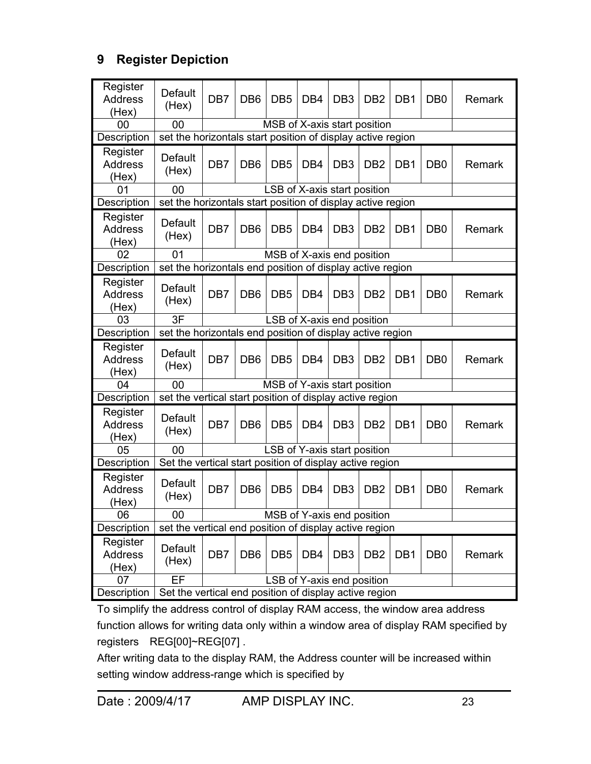## 9 Register Depiction

| Register Address (Hex) | Default (Hex) | DB7 | DB6 | DB5 | DB4 | DB3 | DB2 | DB1 | DB0 | Remark |
|---|---|---|---|---|---|---|---|---|---|---|
| 00 | 00 | MSB of X-axis start position | | | | | | | | |
| Description | set the horizontals start position of display active region | | | | | | | | | |
| Register Address (Hex) | Default (Hex) | DB7 | DB6 | DB5 | DB4 | DB3 | DB2 | DB1 | DB0 | Remark |
| 01 | 00 | LSB of X-axis start position | | | | | | | | |
| Description | set the horizontals start position of display active region | | | | | | | | | |
| Register Address (Hex) | Default (Hex) | DB7 | DB6 | DB5 | DB4 | DB3 | DB2 | DB1 | DB0 | Remark |
| 02 | 01 | MSB of X-axis end position | | | | | | | | |
| Description | set the horizontals end position of display active region | | | | | | | | | |
| Register Address (Hex) | Default (Hex) | DB7 | DB6 | DB5 | DB4 | DB3 | DB2 | DB1 | DB0 | Remark |
| 03 | 3F | LSB of X-axis end position | | | | | | | | |
| Description | set the horizontals end position of display active region | | | | | | | | | |
| Register Address (Hex) | Default (Hex) | DB7 | DB6 | DB5 | DB4 | DB3 | DB2 | DB1 | DB0 | Remark |
| 04 | 00 | MSB of Y-axis start position | | | | | | | | |
| Description | set the vertical start position of display active region | | | | | | | | | |
| Register Address (Hex) | Default (Hex) | DB7 | DB6 | DB5 | DB4 | DB3 | DB2 | DB1 | DB0 | Remark |
| 05 | 00 | LSB of Y-axis start position | | | | | | | | |
| Description | Set the vertical start position of display active region | | | | | | | | | |
| Register Address (Hex) | Default (Hex) | DB7 | DB6 | DB5 | DB4 | DB3 | DB2 | DB1 | DB0 | Remark |
| 06 | 00 | MSB of Y-axis end position | | | | | | | | |
| Description | set the vertical end position of display active region | | | | | | | | | |
| Register Address (Hex) | Default (Hex) | DB7 | DB6 | DB5 | DB4 | DB3 | DB2 | DB1 | DB0 | Remark |
| 07 | EF | LSB of Y-axis end position | | | | | | | | |
| Description | Set the vertical end position of display active region | | | | | | | | | |

To simplify the address control of display RAM access, the window area address function allows for writing data only within a window area of display RAM specified by registers REG[00]~REG[07] .

After writing data to the display RAM, the Address counter will be increased within setting window address-range which is specified by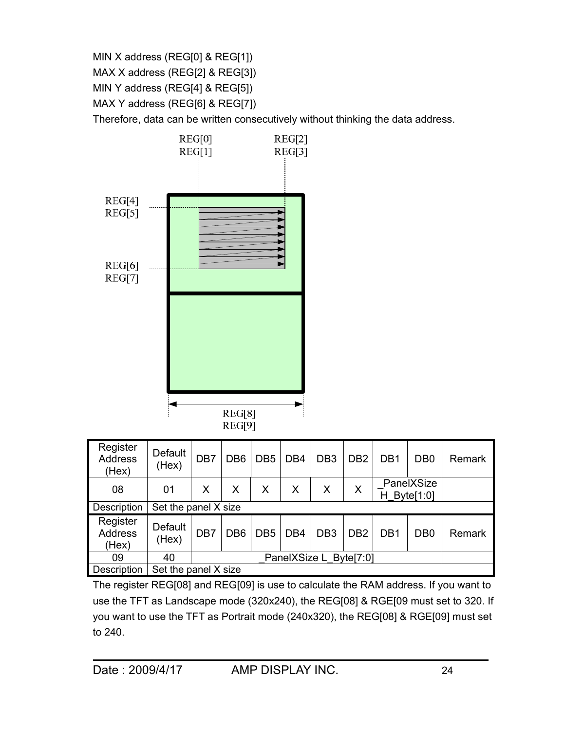MIN X address (REG[0] & REG[1])

MAX X address (REG[2] & REG[3])

MIN Y address (REG[4] & REG[5])

MAX Y address (REG[6] & REG[7])

Therefore, data can be written consecutively without thinking the data address.

| Register Address (Hex) | Default (Hex) | DB7 | DB6 | DB5 | DB4 | DB3 | DB2 | DB1 | DB0 | Remark |
|---|---|---|---|---|---|---|---|---|---|---|
| 08 | 01 | X | X | X | X | X | X | _PanelXSize H_Byte[1:0] | | |
| Description | Set the panel X size | | | | | | | | | |

| Register Address (Hex) | Default (Hex) | DB7 | DB6 | DB5 | DB4 | DB3 | DB2 | DB1 | DB0 | Remark |
|---|---|---|---|---|---|---|---|---|---|---|
| 09 | 40 | _PanelXSize L_Byte[7:0] | | | | | | | | |
| Description | Set the panel X size | | | | | | | | | |

The register REG[08] and REG[09] is use to calculate the RAM address. If you want to use the TFT as Landscape mode (320x240), the REG[08] & RGE[09 must set to 320. If you want to use the TFT as Portrait mode (240x320), the REG[08] & RGE[09] must set to 240.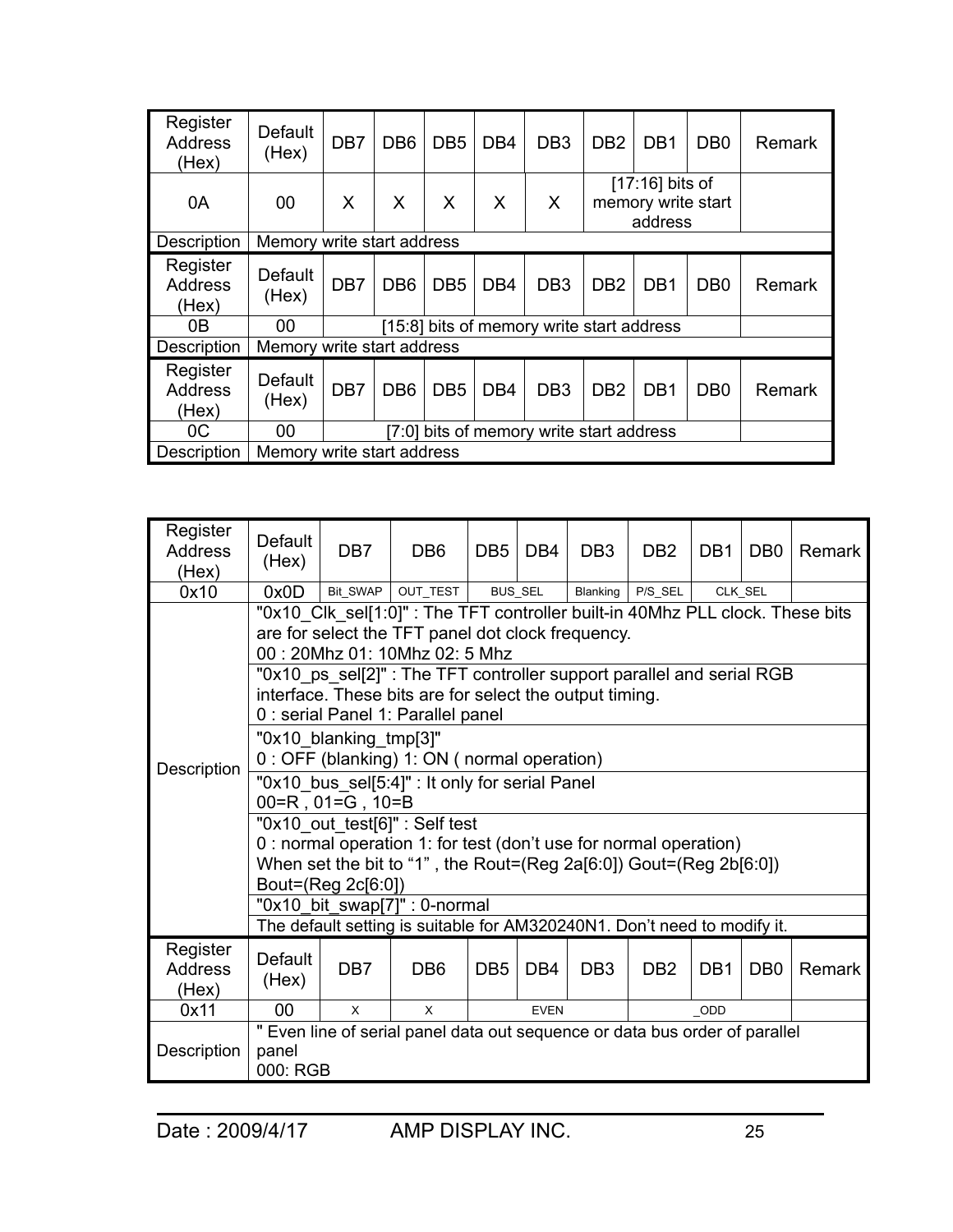| Register Address (Hex) | Default (Hex) | DB7 | DB6 | DB5 | DB4 | DB3 | DB2 | DB1 | DB0 | Remark |
|---|---|---|---|---|---|---|---|---|---|---|
| 0A | 00 | X | X | X | X | X | [17:16] bits of memory write start address | | | |
| Description | Memory write start address | | | | | | | | | |

| Register Address (Hex) | Default (Hex) | DB7 | DB6 | DB5 | DB4 | DB3 | DB2 | DB1 | DB0 | Remark |
|---|---|---|---|---|---|---|---|---|---|---|
| 0B | 00 | [15:8] bits of memory write start address | | | | | | | | |
| Description | Memory write start address | | | | | | | | | |

| Register Address (Hex) | Default (Hex) | DB7 | DB6 | DB5 | DB4 | DB3 | DB2 | DB1 | DB0 | Remark |
|---|---|---|---|---|---|---|---|---|---|---|
| 0C | 00 | [7:0] bits of memory write start address | | | | | | | | |
| Description | Memory write start address | | | | | | | | | |

| Register Address (Hex) | Default (Hex) | DB7 | DB6 | DB5 | DB4 | DB3 | DB2 | DB1 | DB0 | Remark |
|---|---|---|---|---|---|---|---|---|---|---|
| 0x10 | 0x0D | Bit_SWAP | OUT_TEST | BUS_SEL | | Blanking | P/S_SEL | CLK_SEL | | |
| Description | "0x10_Clk_sel[1:0]" : The TFT controller built-in 40Mhz PLL clock. These bits are for select the TFT panel dot clock frequency.<br>00 : 20Mhz 01: 10Mhz 02: 5 Mhz | | | | | | | | | |
| | "0x10_ps_sel[2]" : The TFT controller support parallel and serial RGB interface. These bits are for select the output timing.<br>0 : serial Panel 1: Parallel panel | | | | | | | | | |
| | "0x10_blanking_tmp[3]"<br>0 : OFF (blanking) 1: ON ( normal operation) | | | | | | | | | |
| | "0x10_bus_sel[5:4]" : It only for serial Panel<br>00=R , 01=G , 10=B | | | | | | | | | |
| | "0x10_out_test[6]" : Self test<br>0 : normal operation 1: for test (don't use for normal operation)<br>When set the bit to "1" , the Rout=(Reg 2a[6:0]) Gout=(Reg 2b[6:0]) Bout=(Reg 2c[6:0]) | | | | | | | | | |
| | "0x10_bit_swap[7]" : 0-normal | | | | | | | | | |
| | The default setting is suitable for AM320240N1. Don't need to modify it. | | | | | | | | | |

| Register Address (Hex) | Default (Hex) | DB7 | DB6 | DB5 | DB4 | DB3 | DB2 | DB1 | DB0 | Remark |
|---|---|---|---|---|---|---|---|---|---|---|
| 0x11 | 00 | X | X | EVEN | | | _ODD | | | |
| Description | " Even line of serial panel data out sequence or data bus order of parallel panel<br>000: RGB | | | | | | | | | |

Date : 2009/4/17 AMP DISPLAY INC.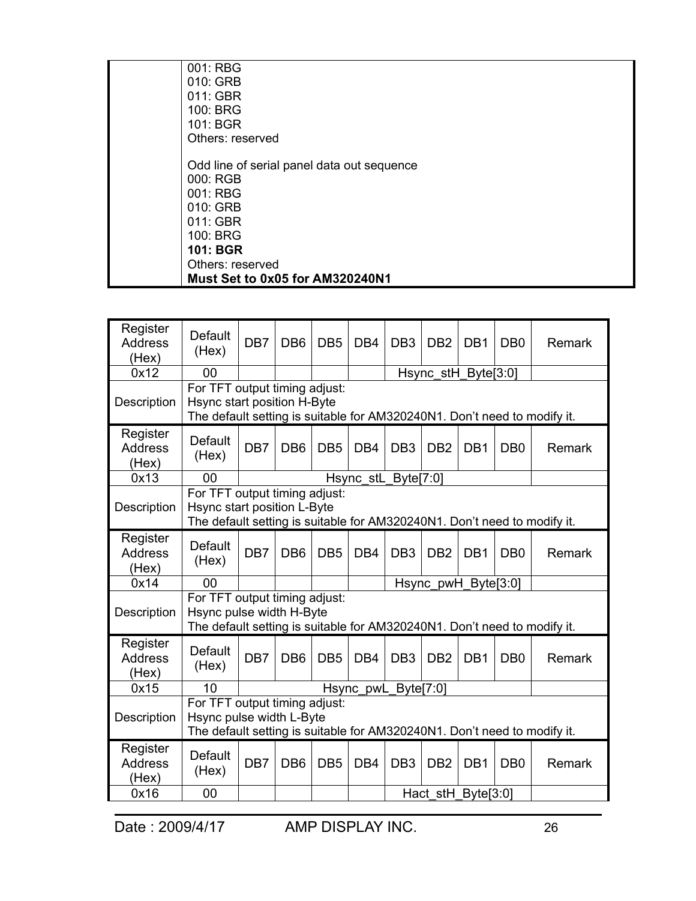| | |
|---|---|
| | 001: RBG<br>010: GRB<br>011: GBR<br>100: BRG<br>101: BGR<br>Others: reserved<br><br>Odd line of serial panel data out sequence<br>000: RGB<br>001: RBG<br>010: GRB<br>011: GBR<br>100: BRG<br>**101: BGR**<br>Others: reserved<br>**Must Set to 0x05 for AM320240N1** |

| Register Address (Hex) | Default (Hex) | DB7 | DB6 | DB5 | DB4 | DB3 | DB2 | DB1 | DB0 | Remark |
|---|---|---|---|---|---|---|---|---|---|---|
| 0x12 | 00 | | | | | Hsync_stH_Byte[3:0] | | | | |
| Description | For TFT output timing adjust:<br>Hsync start position H-Byte<br>The default setting is suitable for AM320240N1. Don't need to modify it. | | | | | | | | | |
| Register Address (Hex) | Default (Hex) | DB7 | DB6 | DB5 | DB4 | DB3 | DB2 | DB1 | DB0 | Remark |
| 0x13 | 00 | Hsync_stL_Byte[7:0] | | | | | | | | |
| Description | For TFT output timing adjust:<br>Hsync start position L-Byte<br>The default setting is suitable for AM320240N1. Don't need to modify it. | | | | | | | | | |
| Register Address (Hex) | Default (Hex) | DB7 | DB6 | DB5 | DB4 | DB3 | DB2 | DB1 | DB0 | Remark |
| 0x14 | 00 | | | | | Hsync_pwH_Byte[3:0] | | | | |
| Description | For TFT output timing adjust:<br>Hsync pulse width H-Byte<br>The default setting is suitable for AM320240N1. Don't need to modify it. | | | | | | | | | |
| Register Address (Hex) | Default (Hex) | DB7 | DB6 | DB5 | DB4 | DB3 | DB2 | DB1 | DB0 | Remark |
| 0x15 | 10 | Hsync_pwL_Byte[7:0] | | | | | | | | |
| Description | For TFT output timing adjust:<br>Hsync pulse width L-Byte<br>The default setting is suitable for AM320240N1. Don't need to modify it. | | | | | | | | | |
| Register Address (Hex) | Default (Hex) | DB7 | DB6 | DB5 | DB4 | DB3 | DB2 | DB1 | DB0 | Remark |
| 0x16 | 00 | | | | | Hact_stH_Byte[3:0] | | | | |

Date : 2009/4/17 AMP DISPLAY INC.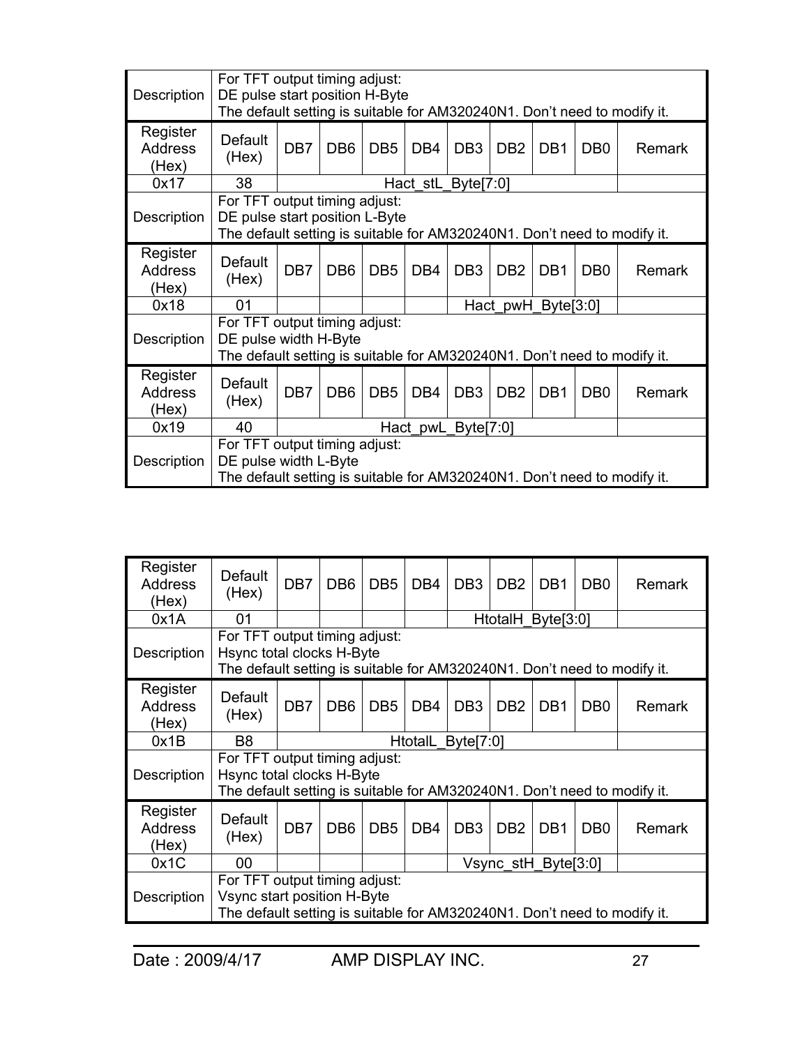| Description | For TFT output timing adjust: DE pulse start position H-Byte The default setting is suitable for AM320240N1. Don't need to modify it. | | | | | | | | | |
|---|---|---|---|---|---|---|---|---|---|---|
| **Register Address (Hex)** | **Default (Hex)** | **DB7** | **DB6** | **DB5** | **DB4** | **DB3** | **DB2** | **DB1** | **DB0** | **Remark** |
| 0x17 | 38 | Hact_stL_Byte[7:0] | | | | | | | | |
| Description | For TFT output timing adjust: DE pulse start position L-Byte The default setting is suitable for AM320240N1. Don't need to modify it. | | | | | | | | | |
| **Register Address (Hex)** | **Default (Hex)** | **DB7** | **DB6** | **DB5** | **DB4** | **DB3** | **DB2** | **DB1** | **DB0** | **Remark** |
| 0x18 | 01 | | | | | Hact_pwH_Byte[3:0] | | | | |
| Description | For TFT output timing adjust: DE pulse width H-Byte The default setting is suitable for AM320240N1. Don't need to modify it. | | | | | | | | | |
| **Register Address (Hex)** | **Default (Hex)** | **DB7** | **DB6** | **DB5** | **DB4** | **DB3** | **DB2** | **DB1** | **DB0** | **Remark** |
| 0x19 | 40 | Hact_pwL_Byte[7:0] | | | | | | | | |
| Description | For TFT output timing adjust: DE pulse width L-Byte The default setting is suitable for AM320240N1. Don't need to modify it. | | | | | | | | | |

| Register Address (Hex) | Default (Hex) | DB7 | DB6 | DB5 | DB4 | DB3 | DB2 | DB1 | DB0 | Remark |
|---|---|---|---|---|---|---|---|---|---|---|
| 0x1A | 01 | | | | | HtotalH_Byte[3:0] | | | | |
| Description | For TFT output timing adjust: Hsync total clocks H-Byte The default setting is suitable for AM320240N1. Don't need to modify it. | | | | | | | | | |
| **Register Address (Hex)** | **Default (Hex)** | **DB7** | **DB6** | **DB5** | **DB4** | **DB3** | **DB2** | **DB1** | **DB0** | **Remark** |
| 0x1B | B8 | HtotalL_Byte[7:0] | | | | | | | | |
| Description | For TFT output timing adjust: Hsync total clocks H-Byte The default setting is suitable for AM320240N1. Don't need to modify it. | | | | | | | | | |
| **Register Address (Hex)** | **Default (Hex)** | **DB7** | **DB6** | **DB5** | **DB4** | **DB3** | **DB2** | **DB1** | **DB0** | **Remark** |
| 0x1C | 00 | | | | | Vsync_stH_Byte[3:0] | | | | |
| Description | For TFT output timing adjust: Vsync start position H-Byte The default setting is suitable for AM320240N1. Don't need to modify it. | | | | | | | | | |

Date : 2009/4/17 AMP DISPLAY INC.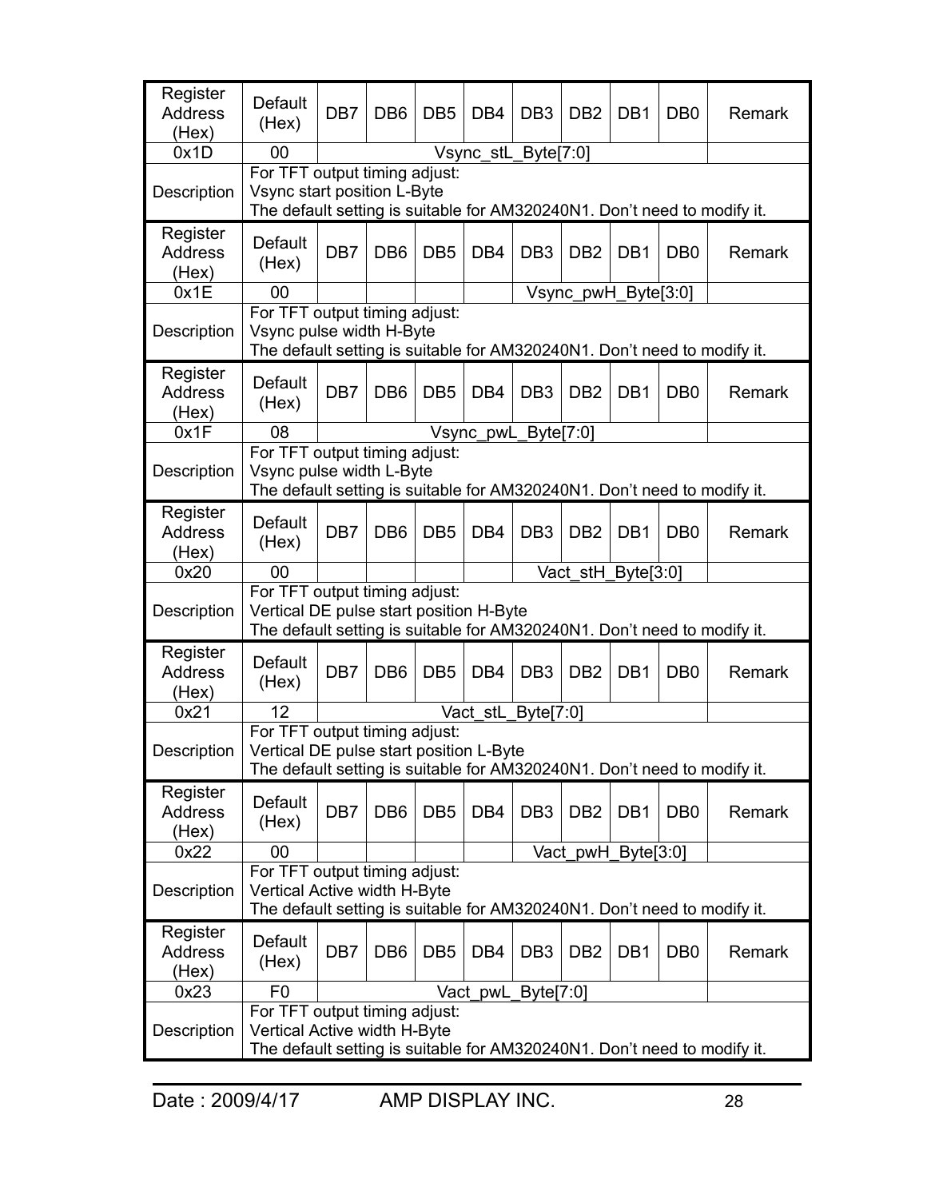| Register Address (Hex) | Default (Hex) | DB7 | DB6 | DB5 | DB4 | DB3 | DB2 | DB1 | DB0 | Remark |
|---|---|---|---|---|---|---|---|---|---|---|
| 0x1D | 00 | Vsync_stL_Byte[7:0] | | | | | | | | |
| Description | For TFT output timing adjust:<br>Vsync start position L-Byte<br>The default setting is suitable for AM320240N1. Don't need to modify it. | | | | | | | | | |

| Register Address (Hex) | Default (Hex) | DB7 | DB6 | DB5 | DB4 | DB3 | DB2 | DB1 | DB0 | Remark |
|---|---|---|---|---|---|---|---|---|---|---|
| 0x1E | 00 | | | | | Vsync_pwH_Byte[3:0] | | | | |
| Description | For TFT output timing adjust:<br>Vsync pulse width H-Byte<br>The default setting is suitable for AM320240N1. Don't need to modify it. | | | | | | | | | |

| Register Address (Hex) | Default (Hex) | DB7 | DB6 | DB5 | DB4 | DB3 | DB2 | DB1 | DB0 | Remark |
|---|---|---|---|---|---|---|---|---|---|---|
| 0x1F | 08 | Vsync_pwL_Byte[7:0] | | | | | | | | |
| Description | For TFT output timing adjust:<br>Vsync pulse width L-Byte<br>The default setting is suitable for AM320240N1. Don't need to modify it. | | | | | | | | | |

| Register Address (Hex) | Default (Hex) | DB7 | DB6 | DB5 | DB4 | DB3 | DB2 | DB1 | DB0 | Remark |
|---|---|---|---|---|---|---|---|---|---|---|
| 0x20 | 00 | | | | | Vact_stH_Byte[3:0] | | | | |
| Description | For TFT output timing adjust:<br>Vertical DE pulse start position H-Byte<br>The default setting is suitable for AM320240N1. Don't need to modify it. | | | | | | | | | |

| Register Address (Hex) | Default (Hex) | DB7 | DB6 | DB5 | DB4 | DB3 | DB2 | DB1 | DB0 | Remark |
|---|---|---|---|---|---|---|---|---|---|---|
| 0x21 | 12 | Vact_stL_Byte[7:0] | | | | | | | | |
| Description | For TFT output timing adjust:<br>Vertical DE pulse start position L-Byte<br>The default setting is suitable for AM320240N1. Don't need to modify it. | | | | | | | | | |

| Register Address (Hex) | Default (Hex) | DB7 | DB6 | DB5 | DB4 | DB3 | DB2 | DB1 | DB0 | Remark |
|---|---|---|---|---|---|---|---|---|---|---|
| 0x22 | 00 | | | | | Vact_pwH_Byte[3:0] | | | | |
| Description | For TFT output timing adjust:<br>Vertical Active width H-Byte<br>The default setting is suitable for AM320240N1. Don't need to modify it. | | | | | | | | | |

| Register Address (Hex) | Default (Hex) | DB7 | DB6 | DB5 | DB4 | DB3 | DB2 | DB1 | DB0 | Remark |
|---|---|---|---|---|---|---|---|---|---|---|
| 0x23 | F0 | Vact_pwL_Byte[7:0] | | | | | | | | |
| Description | For TFT output timing adjust:<br>Vertical Active width H-Byte<br>The default setting is suitable for AM320240N1. Don't need to modify it. | | | | | | | | | |

Date : 2009/4/17 AMP DISPLAY INC.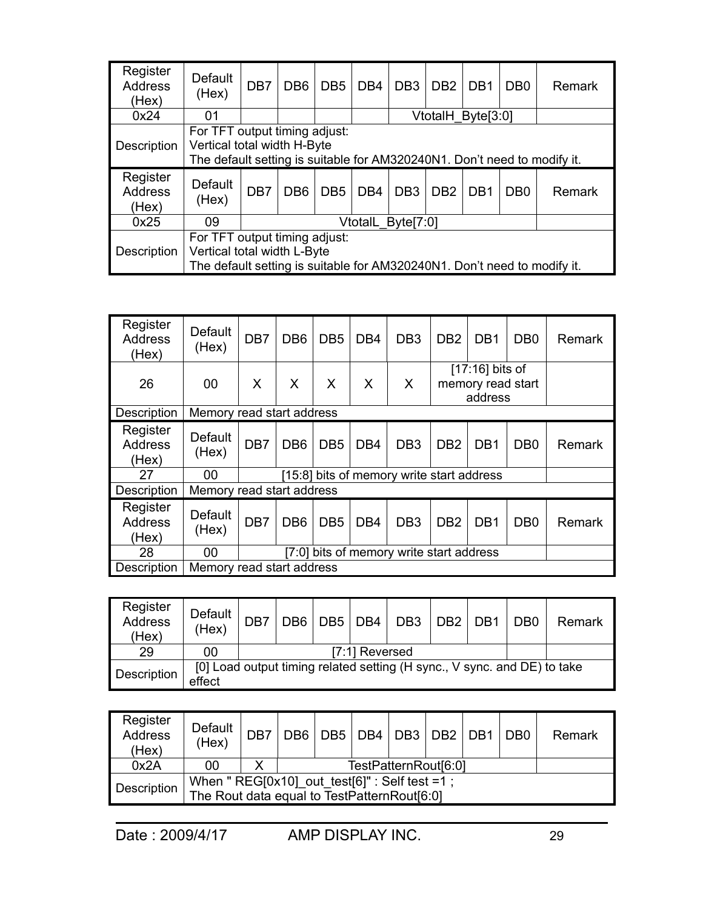| Register Address (Hex) | Default (Hex) | DB7 | DB6 | DB5 | DB4 | DB3 | DB2 | DB1 | DB0 | Remark |
|---|---|---|---|---|---|---|---|---|---|---|
| 0x24 | 01 | | | | | VtotalH_Byte[3:0] | | | | |
| Description | For TFT output timing adjust:<br>Vertical total width H-Byte<br>The default setting is suitable for AM320240N1. Don't need to modify it. | | | | | | | | | |

| Register Address (Hex) | Default (Hex) | DB7 | DB6 | DB5 | DB4 | DB3 | DB2 | DB1 | DB0 | Remark |
|---|---|---|---|---|---|---|---|---|---|---|
| 0x25 | 09 | VtotalL_Byte[7:0] | | | | | | | | |
| Description | For TFT output timing adjust:<br>Vertical total width L-Byte<br>The default setting is suitable for AM320240N1. Don't need to modify it. | | | | | | | | | |

| Register Address (Hex) | Default (Hex) | DB7 | DB6 | DB5 | DB4 | DB3 | DB2 | DB1 | DB0 | Remark |
|---|---|---|---|---|---|---|---|---|---|---|
| 26 | 00 | X | X | X | X | X | [17:16] bits of memory read start address | | | |
| Description | Memory read start address | | | | | | | | | |

| Register Address (Hex) | Default (Hex) | DB7 | DB6 | DB5 | DB4 | DB3 | DB2 | DB1 | DB0 | Remark |
|---|---|---|---|---|---|---|---|---|---|---|
| 27 | 00 | [15:8] bits of memory write start address | | | | | | | | |
| Description | Memory read start address | | | | | | | | | |

| Register Address (Hex) | Default (Hex) | DB7 | DB6 | DB5 | DB4 | DB3 | DB2 | DB1 | DB0 | Remark |
|---|---|---|---|---|---|---|---|---|---|---|
| 28 | 00 | [7:0] bits of memory write start address | | | | | | | | |
| Description | Memory read start address | | | | | | | | | |

| Register Address (Hex) | Default (Hex) | DB7 | DB6 | DB5 | DB4 | DB3 | DB2 | DB1 | DB0 | Remark |
|---|---|---|---|---|---|---|---|---|---|---|
| 29 | 00 | [7:1] Reversed | | | | | | | | |
| Description | [0] Load output timing related setting (H sync., V sync. and DE) to take effect | | | | | | | | | |

| Register Address (Hex) | Default (Hex) | DB7 | DB6 | DB5 | DB4 | DB3 | DB2 | DB1 | DB0 | Remark |
|---|---|---|---|---|---|---|---|---|---|---|
| 0x2A | 00 | X | TestPatternRout[6:0] | | | | | | | |
| Description | When " REG[0x10]_out_test[6]" : Self test =1 ;<br>The Rout data equal to TestPatternRout[6:0] | | | | | | | | | |

Date : 2009/4/17 AMP DISPLAY INC.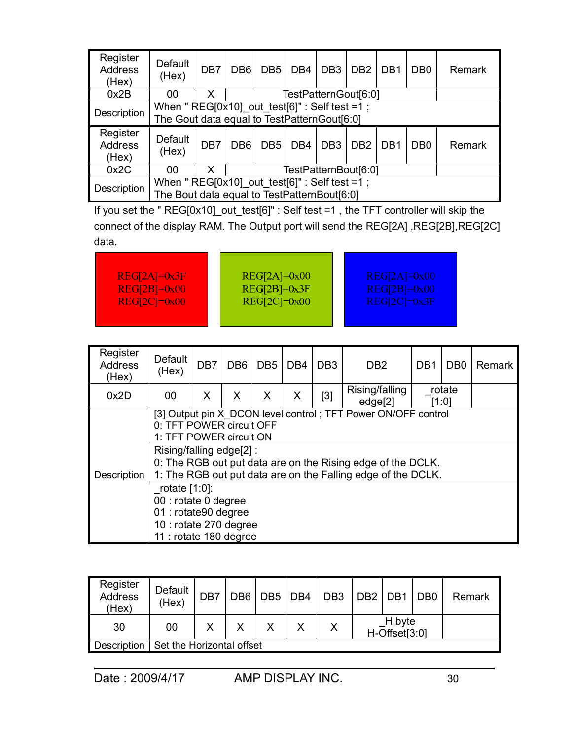| Register Address (Hex) | Default (Hex) | DB7 | DB6 | DB5 | DB4 | DB3 | DB2 | DB1 | DB0 | Remark |
|---|---|---|---|---|---|---|---|---|---|---|
| 0x2B | 00 | X | TestPatternGout[6:0] | | | | | | | |
| Description | When " REG[0x10]_out_test[6]" : Self test =1 ; The Gout data equal to TestPatternGout[6:0] | | | | | | | | | |

| Register Address (Hex) | Default (Hex) | DB7 | DB6 | DB5 | DB4 | DB3 | DB2 | DB1 | DB0 | Remark |
|---|---|---|---|---|---|---|---|---|---|---|
| 0x2C | 00 | X | TestPatternBout[6:0] | | | | | | | |
| Description | When " REG[0x10]_out_test[6]" : Self test =1 ; The Bout data equal to TestPatternBout[6:0] | | | | | | | | | |

If you set the " REG[0x10]_out_test[6]" : Self test =1 , the TFT controller will skip the connect of the display RAM. The Output port will send the REG[2A] ,REG[2B],REG[2C] data.

| Red | Green | Blue |
|---|---|---|
| REG[2A]=0x3F<br>REG[2B]=0x00<br>REG[2C]=0x00 | REG[2A]=0x00<br>REG[2B]=0x3F<br>REG[2C]=0x00 | REG[2A]=0x00<br>REG[2B]=0x00<br>REG[2C]=0x3F |

| Register Address (Hex) | Default (Hex) | DB7 | DB6 | DB5 | DB4 | DB3 | DB2 | DB1 | DB0 | Remark |
|---|---|---|---|---|---|---|---|---|---|---|
| 0x2D | 00 | X | X | X | X | [3] | Rising/falling edge[2] | _rotate [1:0] | | |
| Description | [3] Output pin X_DCON level control ; TFT Power ON/OFF control<br>0: TFT POWER circuit OFF<br>1: TFT POWER circuit ON | | | | | | | | | |
| | Rising/falling edge[2] :<br>0: The RGB out put data are on the Rising edge of the DCLK.<br>1: The RGB out put data are on the Falling edge of the DCLK. | | | | | | | | | |
| | _rotate [1:0]:<br>00 : rotate 0 degree<br>01 : rotate90 degree<br>10 : rotate 270 degree<br>11 : rotate 180 degree | | | | | | | | | |

| Register Address (Hex) | Default (Hex) | DB7 | DB6 | DB5 | DB4 | DB3 | DB2 | DB1 | DB0 | Remark |
|---|---|---|---|---|---|---|---|---|---|---|
| 30 | 00 | X | X | X | X | X | _H byte H-Offset[3:0] | | | |
| Description | Set the Horizontal offset | | | | | | | | | |

Date : 2009/4/17 AMP DISPLAY INC.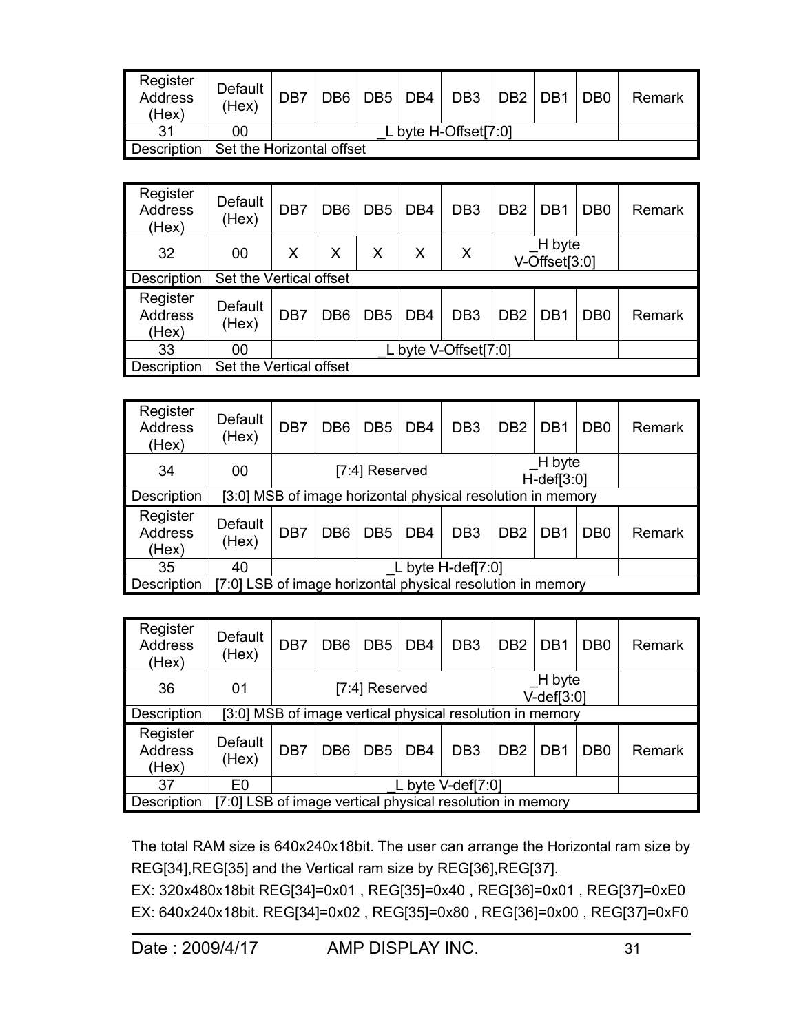| Register Address (Hex) | Default (Hex) | DB7 | DB6 | DB5 | DB4 | DB3 | DB2 | DB1 | DB0 | Remark |
|---|---|---|---|---|---|---|---|---|---|---|
| 31 | 00 | _L byte H-Offset[7:0] | | | | | | | | |
| Description | Set the Horizontal offset | | | | | | | | | |

| Register Address (Hex) | Default (Hex) | DB7 | DB6 | DB5 | DB4 | DB3 | DB2 | DB1 | DB0 | Remark |
|---|---|---|---|---|---|---|---|---|---|---|
| 32 | 00 | X | X | X | X | X | _H byte V-Offset[3:0] | | | |
| Description | Set the Vertical offset | | | | | | | | | |
| Register Address (Hex) | Default (Hex) | DB7 | DB6 | DB5 | DB4 | DB3 | DB2 | DB1 | DB0 | Remark |
| 33 | 00 | _L byte V-Offset[7:0] | | | | | | | | |
| Description | Set the Vertical offset | | | | | | | | | |

| Register Address (Hex) | Default (Hex) | DB7 | DB6 | DB5 | DB4 | DB3 | DB2 | DB1 | DB0 | Remark |
|---|---|---|---|---|---|---|---|---|---|---|
| 34 | 00 | [7:4] Reserved | | | | | _H byte H-def[3:0] | | | |
| Description | [3:0] MSB of image horizontal physical resolution in memory | | | | | | | | | |
| Register Address (Hex) | Default (Hex) | DB7 | DB6 | DB5 | DB4 | DB3 | DB2 | DB1 | DB0 | Remark |
| 35 | 40 | _L byte H-def[7:0] | | | | | | | | |
| Description | [7:0] LSB of image horizontal physical resolution in memory | | | | | | | | | |

| Register Address (Hex) | Default (Hex) | DB7 | DB6 | DB5 | DB4 | DB3 | DB2 | DB1 | DB0 | Remark |
|---|---|---|---|---|---|---|---|---|---|---|
| 36 | 01 | [7:4] Reserved | | | | | _H byte V-def[3:0] | | | |
| Description | [3:0] MSB of image vertical physical resolution in memory | | | | | | | | | |
| Register Address (Hex) | Default (Hex) | DB7 | DB6 | DB5 | DB4 | DB3 | DB2 | DB1 | DB0 | Remark |
| 37 | E0 | _L byte V-def[7:0] | | | | | | | | |
| Description | [7:0] LSB of image vertical physical resolution in memory | | | | | | | | | |

The total RAM size is 640x240x18bit. The user can arrange the Horizontal ram size by REG[34],REG[35] and the Vertical ram size by REG[36],REG[37].

EX: 320x480x18bit REG[34]=0x01 , REG[35]=0x40 , REG[36]=0x01 , REG[37]=0xE0

EX: 640x240x18bit. REG[34]=0x02 , REG[35]=0x80 , REG[36]=0x00 , REG[37]=0xF0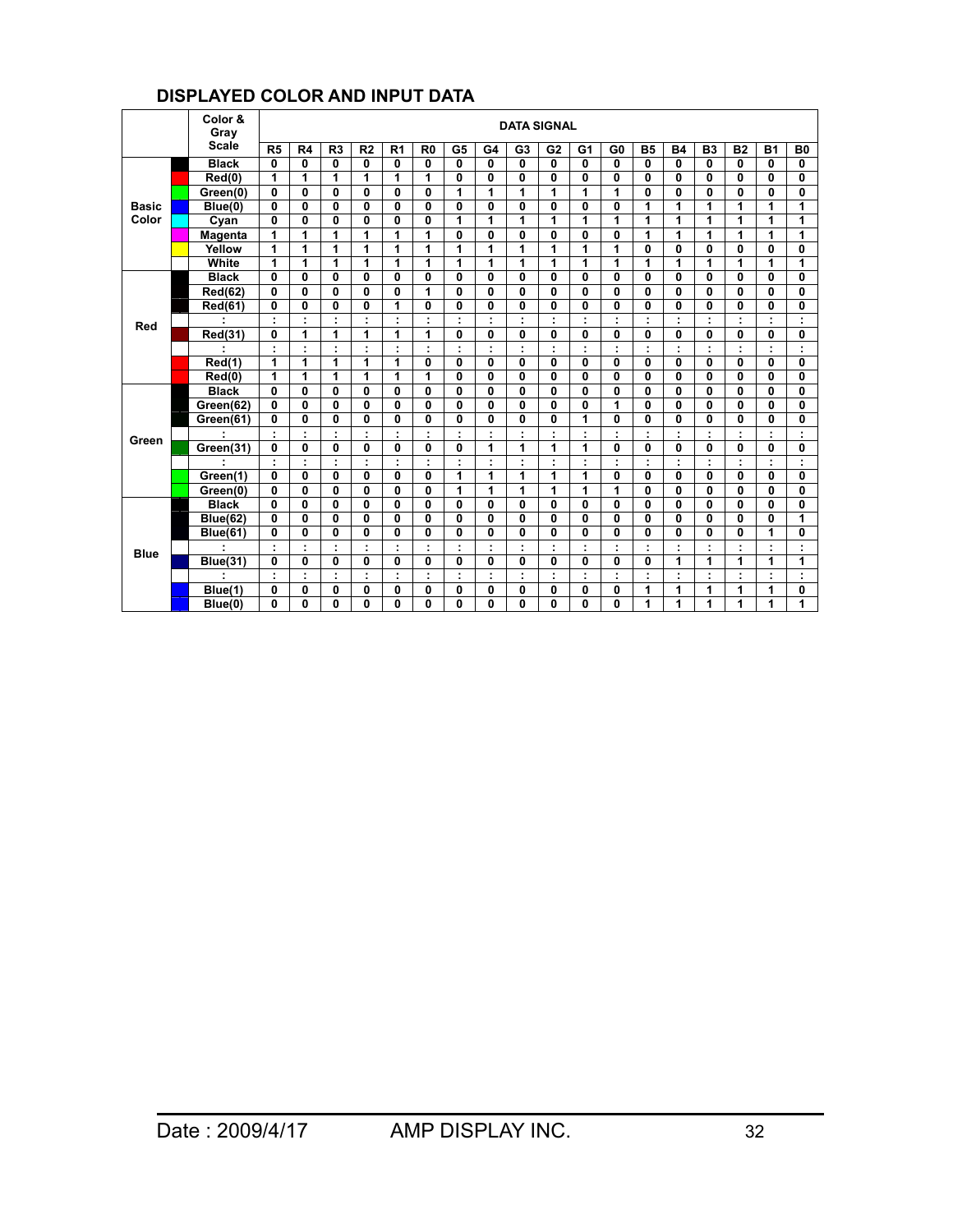## DISPLAYED COLOR AND INPUT DATA

| | | Color & Gray Scale | DATA SIGNAL | | | | | | | | | | | | | | | | | |
|---|---|---|---|---|---|---|---|---|---|---|---|---|---|---|---|---|---|---|---|---|
| | | | R5 | R4 | R3 | R2 | R1 | R0 | G5 | G4 | G3 | G2 | G1 | G0 | B5 | B4 | B3 | B2 | B1 | B0 |
| Basic Color | | Black | 0 | 0 | 0 | 0 | 0 | 0 | 0 | 0 | 0 | 0 | 0 | 0 | 0 | 0 | 0 | 0 | 0 | 0 |
| | | Red(0) | 1 | 1 | 1 | 1 | 1 | 1 | 0 | 0 | 0 | 0 | 0 | 0 | 0 | 0 | 0 | 0 | 0 | 0 |
| | | Green(0) | 0 | 0 | 0 | 0 | 0 | 0 | 1 | 1 | 1 | 1 | 1 | 1 | 0 | 0 | 0 | 0 | 0 | 0 |
| | | Blue(0) | 0 | 0 | 0 | 0 | 0 | 0 | 0 | 0 | 0 | 0 | 0 | 0 | 1 | 1 | 1 | 1 | 1 | 1 |
| | | Cyan | 0 | 0 | 0 | 0 | 0 | 0 | 1 | 1 | 1 | 1 | 1 | 1 | 1 | 1 | 1 | 1 | 1 | 1 |
| | | Magenta | 1 | 1 | 1 | 1 | 1 | 1 | 0 | 0 | 0 | 0 | 0 | 0 | 1 | 1 | 1 | 1 | 1 | 1 |
| | | Yellow | 1 | 1 | 1 | 1 | 1 | 1 | 1 | 1 | 1 | 1 | 1 | 1 | 0 | 0 | 0 | 0 | 0 | 0 |
| | | White | 1 | 1 | 1 | 1 | 1 | 1 | 1 | 1 | 1 | 1 | 1 | 1 | 1 | 1 | 1 | 1 | 1 | 1 |
| Red | | Black | 0 | 0 | 0 | 0 | 0 | 0 | 0 | 0 | 0 | 0 | 0 | 0 | 0 | 0 | 0 | 0 | 0 | 0 |
| | | Red(62) | 0 | 0 | 0 | 0 | 0 | 1 | 0 | 0 | 0 | 0 | 0 | 0 | 0 | 0 | 0 | 0 | 0 | 0 |
| | | Red(61) | 0 | 0 | 0 | 0 | 1 | 0 | 0 | 0 | 0 | 0 | 0 | 0 | 0 | 0 | 0 | 0 | 0 | 0 |
| | | : | : | : | : | : | : | : | : | : | : | : | : | : | : | : | : | : | : | : |
| | | Red(31) | 0 | 1 | 1 | 1 | 1 | 1 | 0 | 0 | 0 | 0 | 0 | 0 | 0 | 0 | 0 | 0 | 0 | 0 |
| | | : | : | : | : | : | : | : | : | : | : | : | : | : | : | : | : | : | : | : |
| | | Red(1) | 1 | 1 | 1 | 1 | 1 | 0 | 0 | 0 | 0 | 0 | 0 | 0 | 0 | 0 | 0 | 0 | 0 | 0 |
| | | Red(0) | 1 | 1 | 1 | 1 | 1 | 1 | 0 | 0 | 0 | 0 | 0 | 0 | 0 | 0 | 0 | 0 | 0 | 0 |
| Green | | Black | 0 | 0 | 0 | 0 | 0 | 0 | 0 | 0 | 0 | 0 | 0 | 0 | 0 | 0 | 0 | 0 | 0 | 0 |
| | | Green(62) | 0 | 0 | 0 | 0 | 0 | 0 | 0 | 0 | 0 | 0 | 0 | 1 | 0 | 0 | 0 | 0 | 0 | 0 |
| | | Green(61) | 0 | 0 | 0 | 0 | 0 | 0 | 0 | 0 | 0 | 0 | 1 | 0 | 0 | 0 | 0 | 0 | 0 | 0 |
| | | : | : | : | : | : | : | : | : | : | : | : | : | : | : | : | : | : | : | : |
| | | Green(31) | 0 | 0 | 0 | 0 | 0 | 0 | 0 | 1 | 1 | 1 | 1 | 0 | 0 | 0 | 0 | 0 | 0 | 0 |
| | | : | : | : | : | : | : | : | : | : | : | : | : | : | : | : | : | : | : | : |
| | | Green(1) | 0 | 0 | 0 | 0 | 0 | 0 | 1 | 1 | 1 | 1 | 1 | 0 | 0 | 0 | 0 | 0 | 0 | 0 |
| | | Green(0) | 0 | 0 | 0 | 0 | 0 | 0 | 1 | 1 | 1 | 1 | 1 | 1 | 0 | 0 | 0 | 0 | 0 | 0 |
| Blue | | Black | 0 | 0 | 0 | 0 | 0 | 0 | 0 | 0 | 0 | 0 | 0 | 0 | 0 | 0 | 0 | 0 | 0 | 0 |
| | | Blue(62) | 0 | 0 | 0 | 0 | 0 | 0 | 0 | 0 | 0 | 0 | 0 | 0 | 0 | 0 | 0 | 0 | 0 | 1 |
| | | Blue(61) | 0 | 0 | 0 | 0 | 0 | 0 | 0 | 0 | 0 | 0 | 0 | 0 | 0 | 0 | 0 | 0 | 1 | 0 |
| | | : | : | : | : | : | : | : | : | : | : | : | : | : | : | : | : | : | : | : |
| | | Blue(31) | 0 | 0 | 0 | 0 | 0 | 0 | 0 | 0 | 0 | 0 | 0 | 0 | 0 | 1 | 1 | 1 | 1 | 1 |
| | | : | : | : | : | : | : | : | : | : | : | : | : | : | : | : | : | : | : | : |
| | | Blue(1) | 0 | 0 | 0 | 0 | 0 | 0 | 0 | 0 | 0 | 0 | 0 | 0 | 1 | 1 | 1 | 1 | 1 | 0 |
| | | Blue(0) | 0 | 0 | 0 | 0 | 0 | 0 | 0 | 0 | 0 | 0 | 0 | 0 | 1 | 1 | 1 | 1 | 1 | 1 |

Date : 2009/4/17 AMP DISPLAY INC.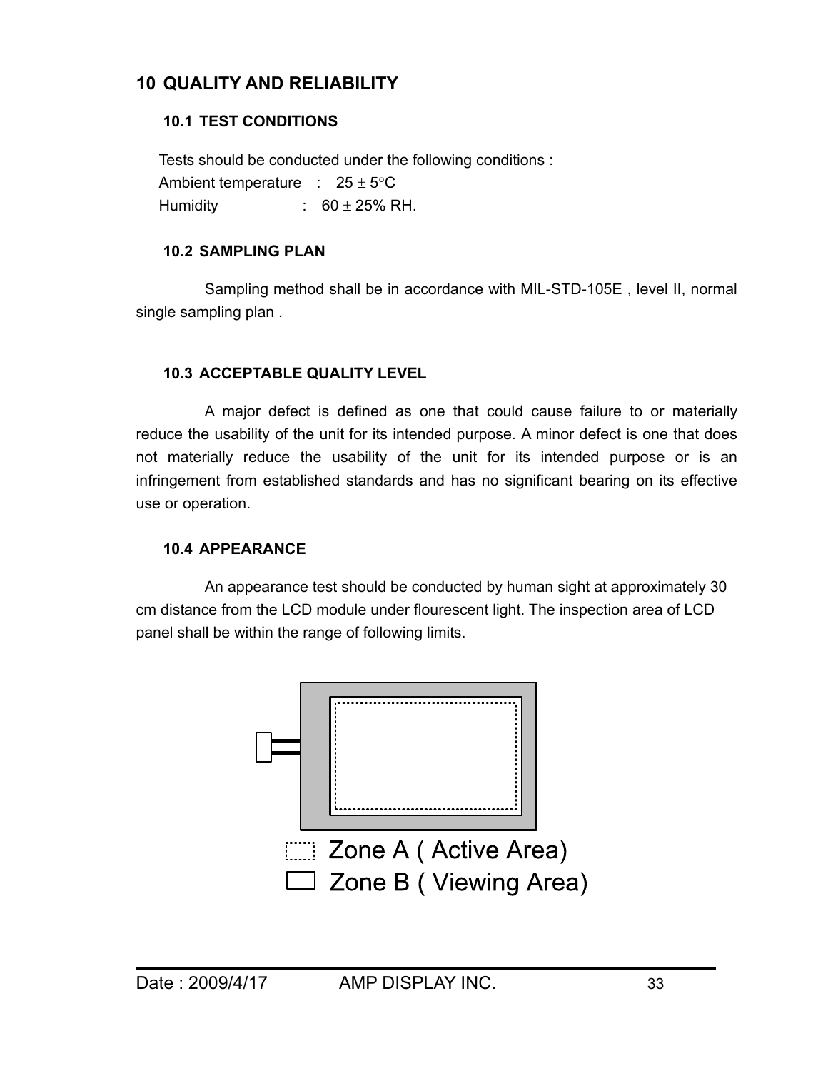# 10 QUALITY AND RELIABILITY

## 10.1 TEST CONDITIONS

Tests should be conducted under the following conditions :

Ambient temperature : $25 \pm 5°C$

Humidity : $60 \pm 25\%$ RH.

## 10.2 SAMPLING PLAN

Sampling method shall be in accordance with MIL-STD-105E , level II, normal single sampling plan .

## 10.3 ACCEPTABLE QUALITY LEVEL

A major defect is defined as one that could cause failure to or materially reduce the usability of the unit for its intended purpose. A minor defect is one that does not materially reduce the usability of the unit for its intended purpose or is an infringement from established standards and has no significant bearing on its effective use or operation.

## 10.4 APPEARANCE

An appearance test should be conducted by human sight at approximately 30 cm distance from the LCD module under flourescent light. The inspection area of LCD panel shall be within the range of following limits.

Zone A ( Active Area)

Zone B ( Viewing Area)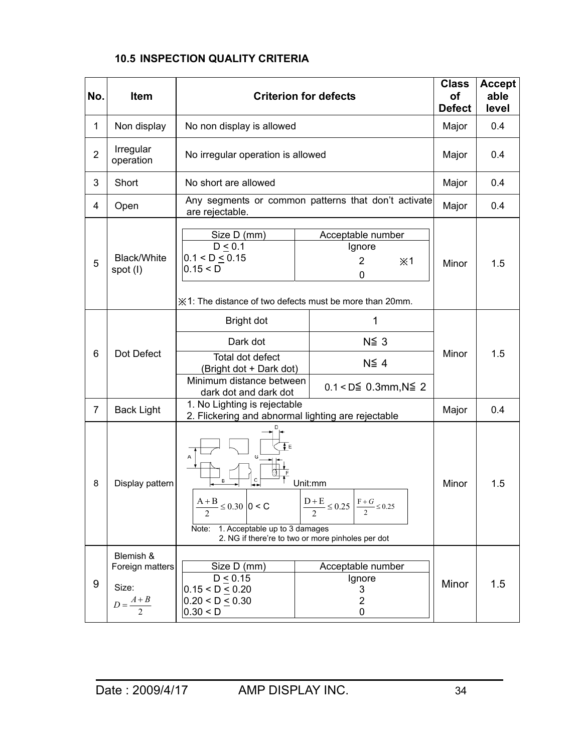### 10.5 INSPECTION QUALITY CRITERIA

| No. | Item | Criterion for defects | Class of Defect | Acceptable level |
|---|---|---|---|---|
| 1 | Non display | No non display is allowed | Major | 0.4 |
| 2 | Irregular operation | No irregular operation is allowed | Major | 0.4 |
| 3 | Short | No short are allowed | Major | 0.4 |
| 4 | Open | Any segments or common patterns that don't activate are rejectable. | Major | 0.4 |
| 5 | Black/White spot (I) | Size D (mm): $D \leq 0.1$ — Acceptable number: Ignore<br>$0.1 < D \leq 0.15$ — 2 ※1<br>$0.15 < D$ — 0<br>※1: The distance of two defects must be more than 20mm. | Minor | 1.5 |
| 6 | Dot Defect | Bright dot: 1<br>Dark dot: N≦ 3<br>Total dot defect (Bright dot + Dark dot): N≦ 4<br>Minimum distance between dark dot and dark dot: 0.1 < D≦ 0.3mm, N≦ 2 | Minor | 1.5 |
| 7 | Back Light | 1. No Lighting is rejectable<br>2. Flickering and abnormal lighting are rejectable | Major | 0.4 |
| 8 | Display pattern | Unit:mm<br>$\frac{A+B}{2} \leq 0.30$ ; $0 < C$ ; $\frac{D+E}{2} \leq 0.25$ ; $\frac{F+G}{2} \leq 0.25$<br>Note: 1. Acceptable up to 3 damages<br>2. NG if there're to two or more pinholes per dot | Minor | 1.5 |
| 9 | Blemish & Foreign matters<br>Size: $D = \frac{A+B}{2}$ | Size D (mm): $D \leq 0.15$ — Acceptable number: Ignore<br>$0.15 < D \leq 0.20$ — 3<br>$0.20 < D \leq 0.30$ — 2<br>$0.30 < D$ — 0 | Minor | 1.5 |

Date : 2009/4/17 AMP DISPLAY INC.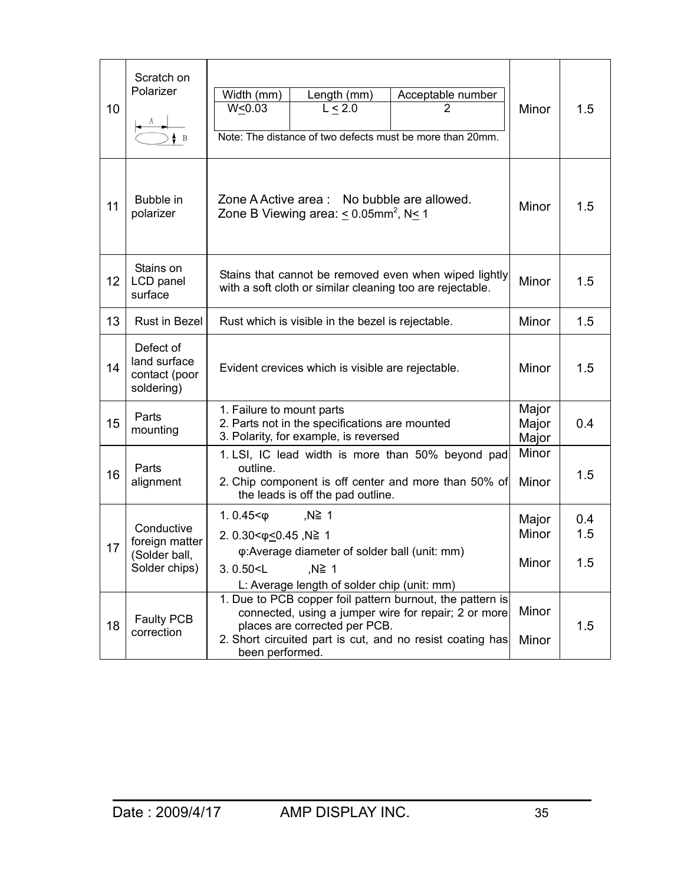| 10 | Scratch on Polarizer | Width (mm): W≤0.03; Length (mm): L ≤ 2.0; Acceptable number: 2<br>Note: The distance of two defects must be more than 20mm. | Minor | 1.5 |
|---|---|---|---|---|
| 11 | Bubble in polarizer | Zone A Active area : No bubble are allowed.<br>Zone B Viewing area: ≤ 0.05mm$^2$, N≤ 1 | Minor | 1.5 |
| 12 | Stains on LCD panel surface | Stains that cannot be removed even when wiped lightly with a soft cloth or similar cleaning too are rejectable. | Minor | 1.5 |
| 13 | Rust in Bezel | Rust which is visible in the bezel is rejectable. | Minor | 1.5 |
| 14 | Defect of land surface contact (poor soldering) | Evident crevices which is visible are rejectable. | Minor | 1.5 |
| 15 | Parts mounting | 1. Failure to mount parts<br>2. Parts not in the specifications are mounted<br>3. Polarity, for example, is reversed | Major<br>Major<br>Major | 0.4 |
| 16 | Parts alignment | 1. LSI, IC lead width is more than 50% beyond pad outline.<br>2. Chip component is off center and more than 50% of the leads is off the pad outline. | Minor<br>Minor | 1.5 |
| 17 | Conductive foreign matter (Solder ball, Solder chips) | 1. 0.45<φ ,N≧ 1<br>2. 0.30<φ≤0.45 ,N≧ 1<br>φ:Average diameter of solder ball (unit: mm)<br>3. 0.50<L ,N≧ 1<br>L: Average length of solder chip (unit: mm) | Major<br>Minor<br>Minor | 0.4<br>1.5<br>1.5 |
| 18 | Faulty PCB correction | 1. Due to PCB copper foil pattern burnout, the pattern is connected, using a jumper wire for repair; 2 or more places are corrected per PCB.<br>2. Short circuited part is cut, and no resist coating has been performed. | Minor<br>Minor | 1.5 |

Date : 2009/4/17 AMP DISPLAY INC.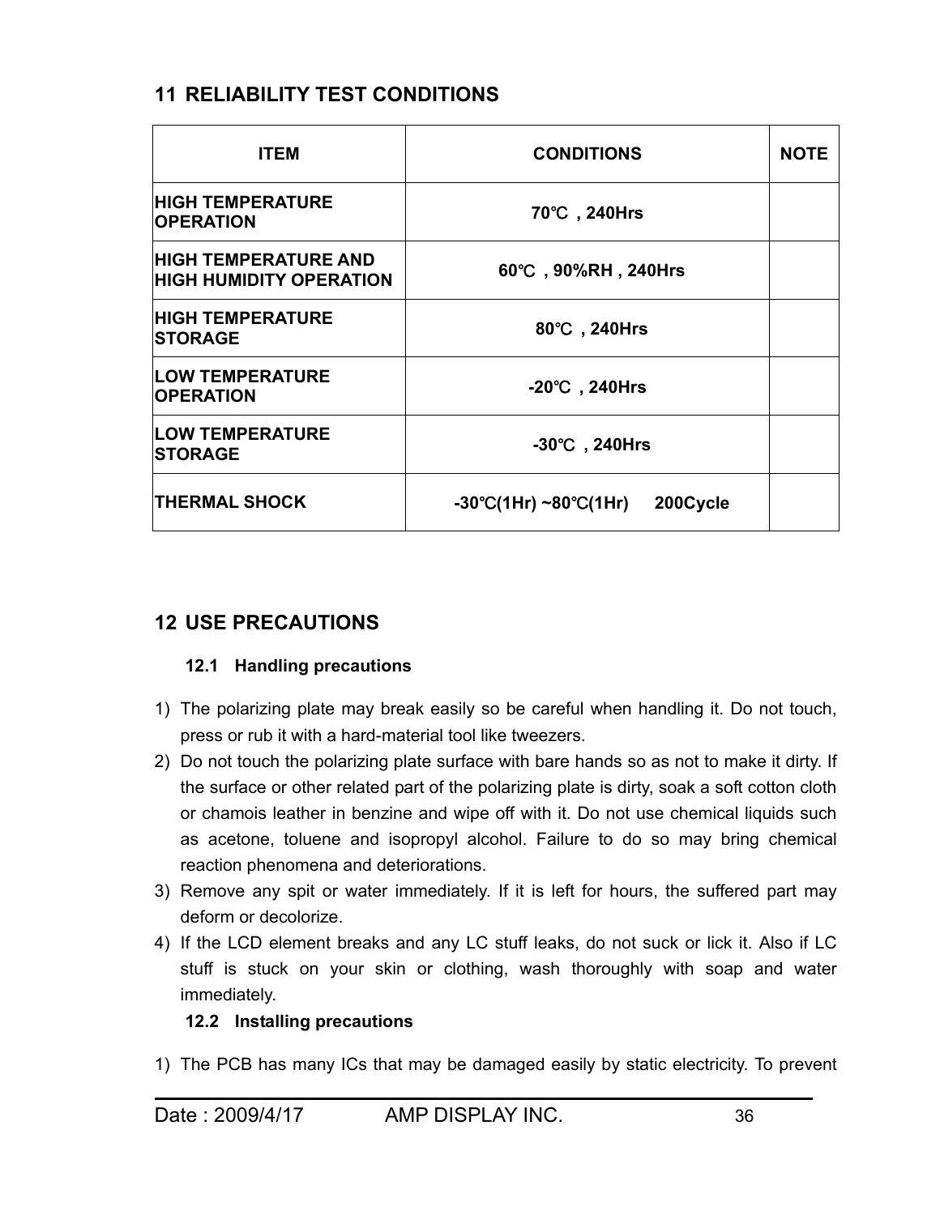## 11 RELIABILITY TEST CONDITIONS

| ITEM | CONDITIONS | NOTE |
| --- | --- | --- |
| HIGH TEMPERATURE OPERATION | 70℃ , 240Hrs | |
| HIGH TEMPERATURE AND HIGH HUMIDITY OPERATION | 60℃ , 90%RH , 240Hrs | |
| HIGH TEMPERATURE STORAGE | 80℃ , 240Hrs | |
| LOW TEMPERATURE OPERATION | -20℃ , 240Hrs | |
| LOW TEMPERATURE STORAGE | -30℃ , 240Hrs | |
| THERMAL SHOCK | -30℃(1Hr) ~80℃(1Hr) 200Cycle | |

## 12 USE PRECAUTIONS

### 12.1 Handling precautions

1) The polarizing plate may break easily so be careful when handling it. Do not touch, press or rub it with a hard-material tool like tweezers.
2) Do not touch the polarizing plate surface with bare hands so as not to make it dirty. If the surface or other related part of the polarizing plate is dirty, soak a soft cotton cloth or chamois leather in benzine and wipe off with it. Do not use chemical liquids such as acetone, toluene and isopropyl alcohol. Failure to do so may bring chemical reaction phenomena and deteriorations.
3) Remove any spit or water immediately. If it is left for hours, the suffered part may deform or decolorize.
4) If the LCD element breaks and any LC stuff leaks, do not suck or lick it. Also if LC stuff is stuck on your skin or clothing, wash thoroughly with soap and water immediately.

### 12.2 Installing precautions

1) The PCB has many ICs that may be damaged easily by static electricity. To prevent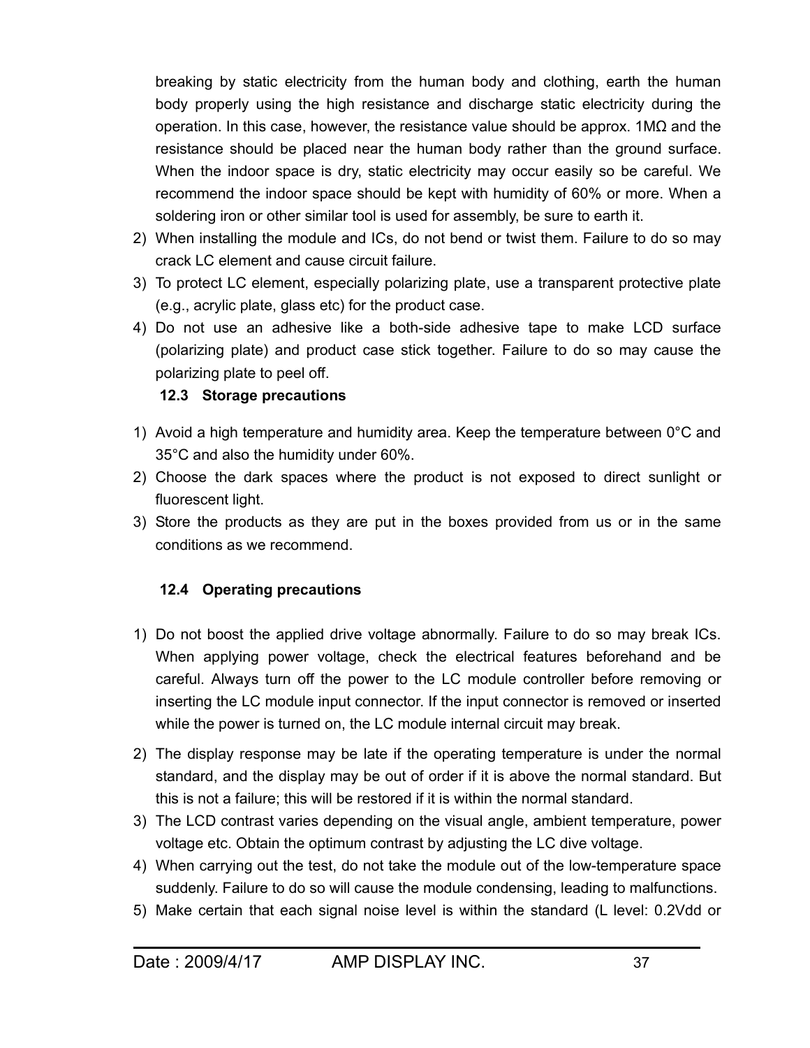breaking by static electricity from the human body and clothing, earth the human body properly using the high resistance and discharge static electricity during the operation. In this case, however, the resistance value should be approx. 1MΩ and the resistance should be placed near the human body rather than the ground surface. When the indoor space is dry, static electricity may occur easily so be careful. We recommend the indoor space should be kept with humidity of 60% or more. When a soldering iron or other similar tool is used for assembly, be sure to earth it.

2) When installing the module and ICs, do not bend or twist them. Failure to do so may crack LC element and cause circuit failure.
3) To protect LC element, especially polarizing plate, use a transparent protective plate (e.g., acrylic plate, glass etc) for the product case.
4) Do not use an adhesive like a both-side adhesive tape to make LCD surface (polarizing plate) and product case stick together. Failure to do so may cause the polarizing plate to peel off.

### 12.3 Storage precautions

1) Avoid a high temperature and humidity area. Keep the temperature between 0°C and 35°C and also the humidity under 60%.
2) Choose the dark spaces where the product is not exposed to direct sunlight or fluorescent light.
3) Store the products as they are put in the boxes provided from us or in the same conditions as we recommend.

### 12.4 Operating precautions

1) Do not boost the applied drive voltage abnormally. Failure to do so may break ICs. When applying power voltage, check the electrical features beforehand and be careful. Always turn off the power to the LC module controller before removing or inserting the LC module input connector. If the input connector is removed or inserted while the power is turned on, the LC module internal circuit may break.
2) The display response may be late if the operating temperature is under the normal standard, and the display may be out of order if it is above the normal standard. But this is not a failure; this will be restored if it is within the normal standard.
3) The LCD contrast varies depending on the visual angle, ambient temperature, power voltage etc. Obtain the optimum contrast by adjusting the LC dive voltage.
4) When carrying out the test, do not take the module out of the low-temperature space suddenly. Failure to do so will cause the module condensing, leading to malfunctions.
5) Make certain that each signal noise level is within the standard (L level: 0.2Vdd or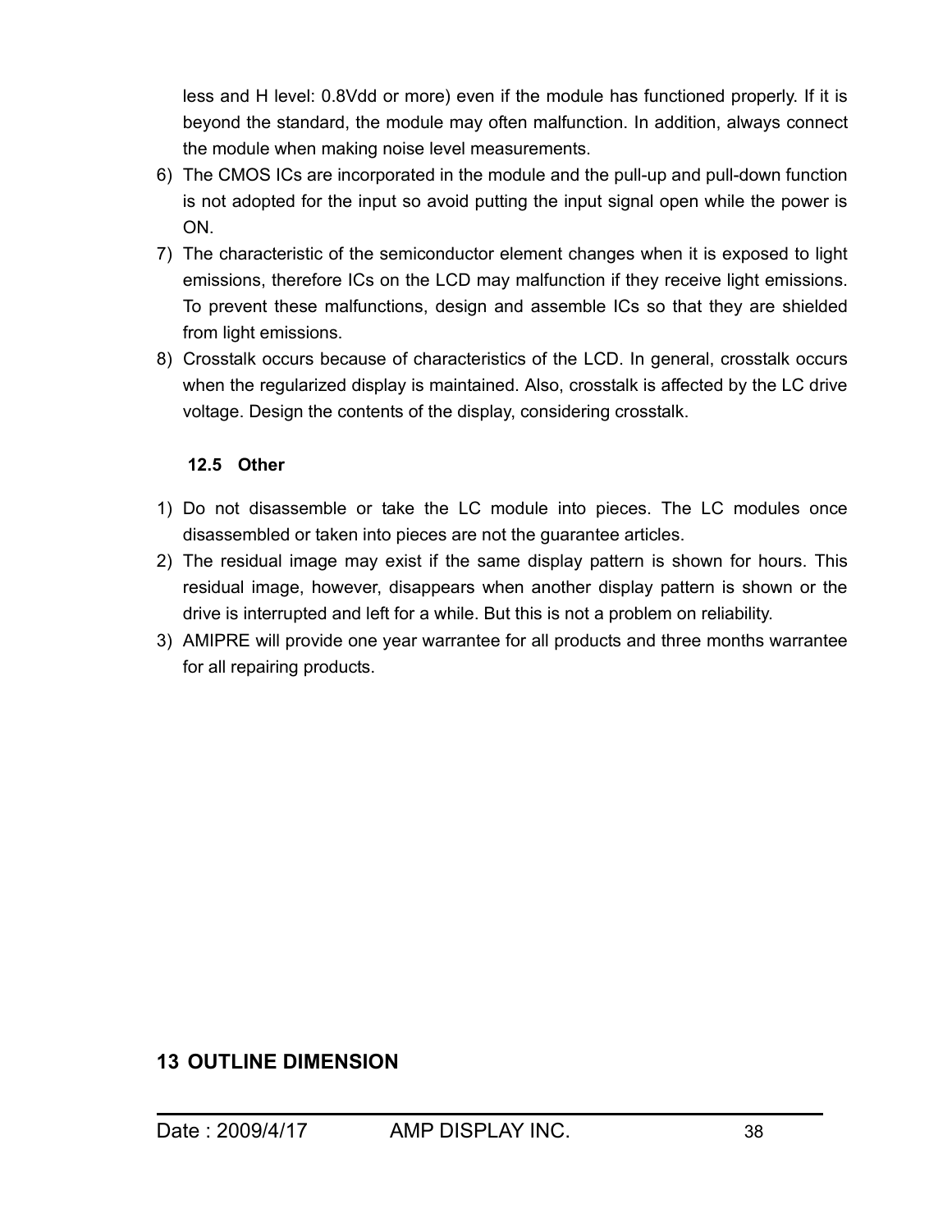less and H level: 0.8Vdd or more) even if the module has functioned properly. If it is beyond the standard, the module may often malfunction. In addition, always connect the module when making noise level measurements.

6) The CMOS ICs are incorporated in the module and the pull-up and pull-down function is not adopted for the input so avoid putting the input signal open while the power is ON.
7) The characteristic of the semiconductor element changes when it is exposed to light emissions, therefore ICs on the LCD may malfunction if they receive light emissions. To prevent these malfunctions, design and assemble ICs so that they are shielded from light emissions.
8) Crosstalk occurs because of characteristics of the LCD. In general, crosstalk occurs when the regularized display is maintained. Also, crosstalk is affected by the LC drive voltage. Design the contents of the display, considering crosstalk.

### 12.5 Other

1) Do not disassemble or take the LC module into pieces. The LC modules once disassembled or taken into pieces are not the guarantee articles.
2) The residual image may exist if the same display pattern is shown for hours. This residual image, however, disappears when another display pattern is shown or the drive is interrupted and left for a while. But this is not a problem on reliability.
3) AMIPRE will provide one year warrantee for all products and three months warrantee for all repairing products.

## 13 OUTLINE DIMENSION